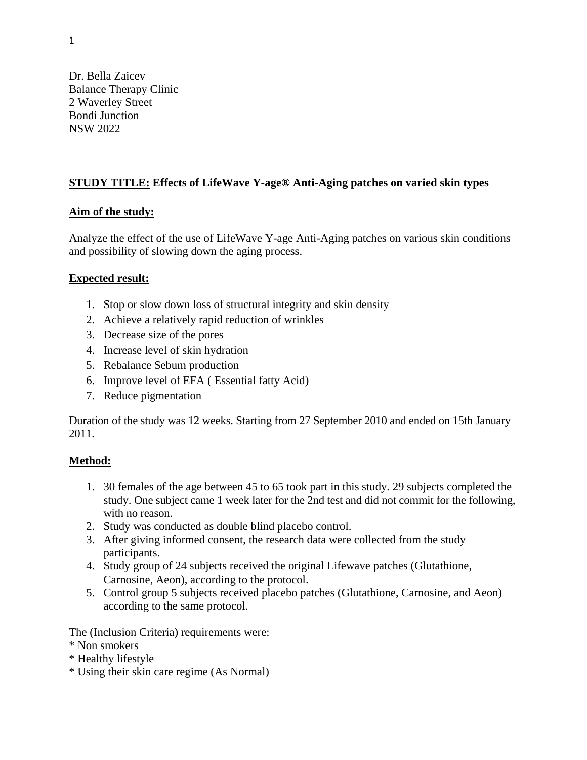Dr. Bella Zaicev
Balance Therapy Clinic
2 Waverley Street
Bondi Junction
NSW 2022

**STUDY TITLE: Effects of LifeWave Y-age® Anti-Aging patches on varied skin types**

**Aim of the study:**

Analyze the effect of the use of LifeWave Y-age Anti-Aging patches on various skin conditions and possibility of slowing down the aging process.

**Expected result:**

1. Stop or slow down loss of structural integrity and skin density
2. Achieve a relatively rapid reduction of wrinkles
3. Decrease size of the pores
4. Increase level of skin hydration
5. Rebalance Sebum production
6. Improve level of EFA ( Essential fatty Acid)
7. Reduce pigmentation

Duration of the study was 12 weeks. Starting from 27 September 2010 and ended on 15th January 2011.

**Method:**

1. 30 females of the age between 45 to 65 took part in this study. 29 subjects completed the study. One subject came 1 week later for the 2nd test and did not commit for the following, with no reason.
2. Study was conducted as double blind placebo control.
3. After giving informed consent, the research data were collected from the study participants.
4. Study group of 24 subjects received the original Lifewave patches (Glutathione, Carnosine, Aeon), according to the protocol.
5. Control group 5 subjects received placebo patches (Glutathione, Carnosine, and Aeon) according to the same protocol.

The (Inclusion Criteria) requirements were:
* Non smokers
* Healthy lifestyle
* Using their skin care regime (As Normal)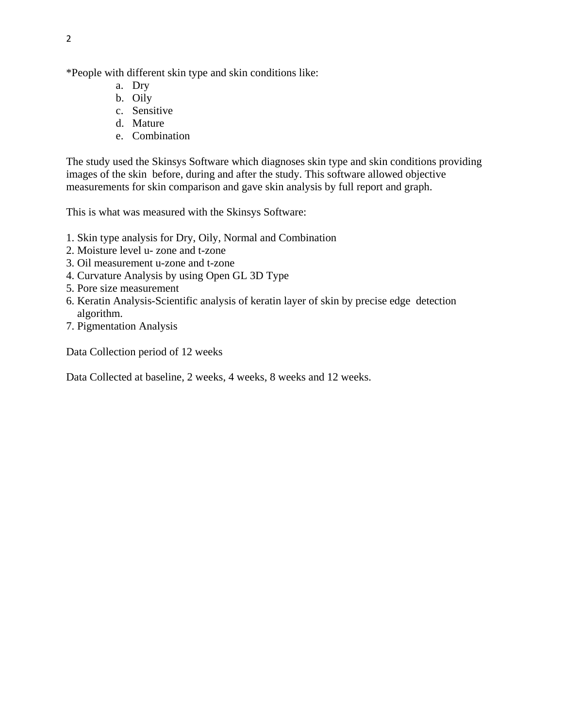*People with different skin type and skin conditions like:

a. Dry
b. Oily
c. Sensitive
d. Mature
e. Combination

The study used the Skinsys Software which diagnoses skin type and skin conditions providing images of the skin before, during and after the study. This software allowed objective measurements for skin comparison and gave skin analysis by full report and graph.

This is what was measured with the Skinsys Software:

1. Skin type analysis for Dry, Oily, Normal and Combination
2. Moisture level u- zone and t-zone
3. Oil measurement u-zone and t-zone
4. Curvature Analysis by using Open GL 3D Type
5. Pore size measurement
6. Keratin Analysis-Scientific analysis of keratin layer of skin by precise edge detection algorithm.
7. Pigmentation Analysis

Data Collection period of 12 weeks

Data Collected at baseline, 2 weeks, 4 weeks, 8 weeks and 12 weeks.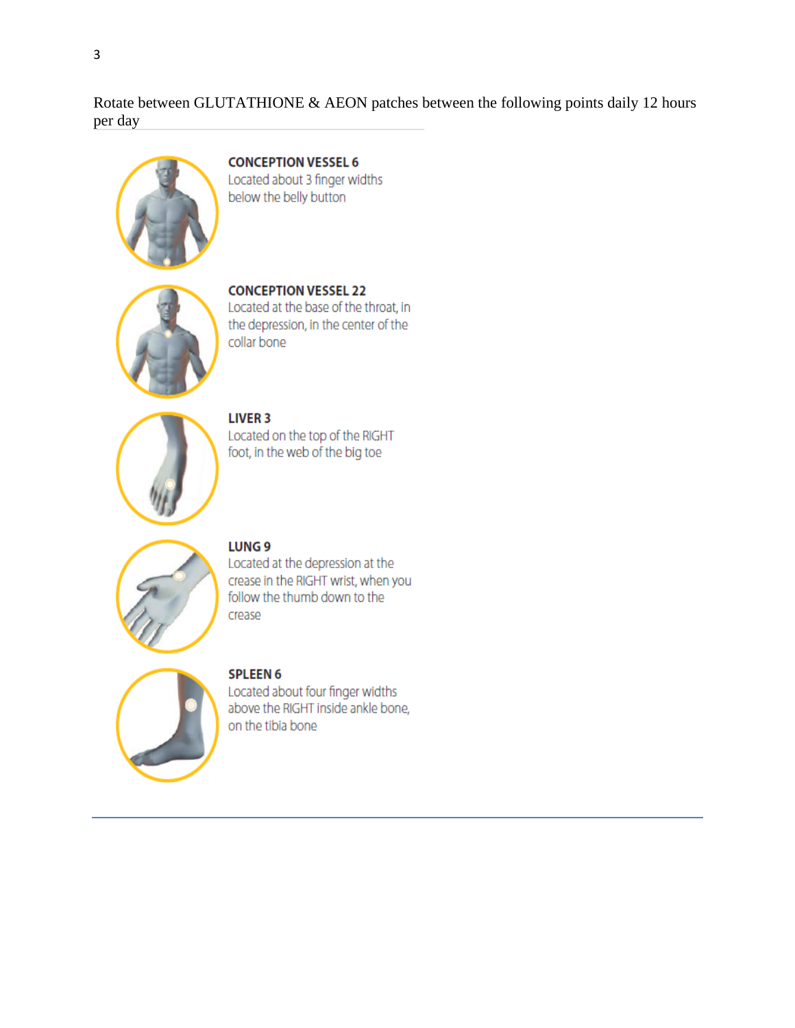Rotate between GLUTATHIONE & AEON patches between the following points daily 12 hours per day

**CONCEPTION VESSEL 6**
Located about 3 finger widths below the belly button

**CONCEPTION VESSEL 22**
Located at the base of the throat, in the depression, in the center of the collar bone

**LIVER 3**
Located on the top of the RIGHT foot, in the web of the big toe

**LUNG 9**
Located at the depression at the crease in the RIGHT wrist, when you follow the thumb down to the crease

**SPLEEN 6**
Located about four finger widths above the RIGHT inside ankle bone, on the tibia bone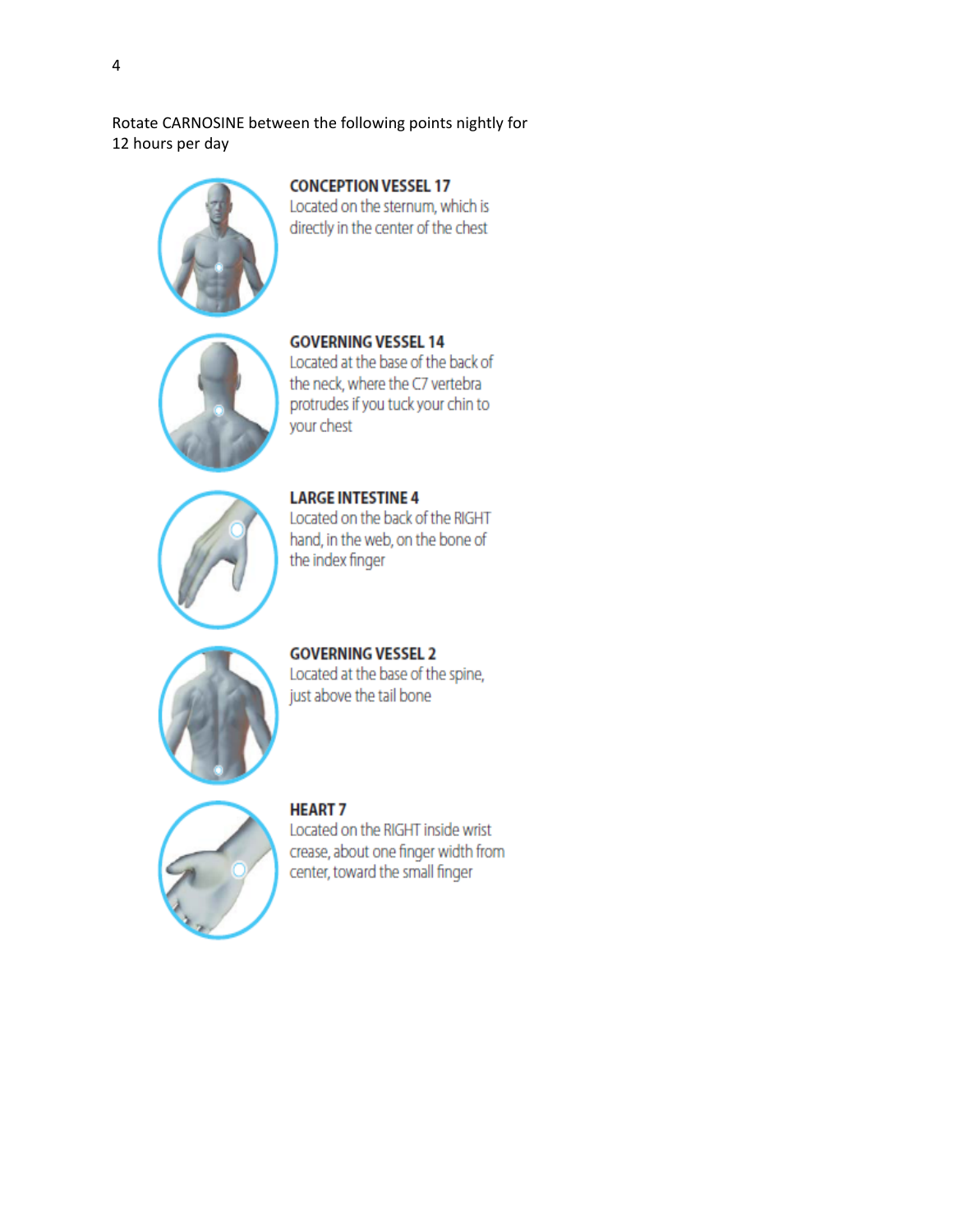Rotate CARNOSINE between the following points nightly for 12 hours per day

**CONCEPTION VESSEL 17**
Located on the sternum, which is directly in the center of the chest

**GOVERNING VESSEL 14**
Located at the base of the back of the neck, where the C7 vertebra protrudes if you tuck your chin to your chest

**LARGE INTESTINE 4**
Located on the back of the RIGHT hand, in the web, on the bone of the index finger

**GOVERNING VESSEL 2**
Located at the base of the spine, just above the tail bone

**HEART 7**
Located on the RIGHT inside wrist crease, about one finger width from center, toward the small finger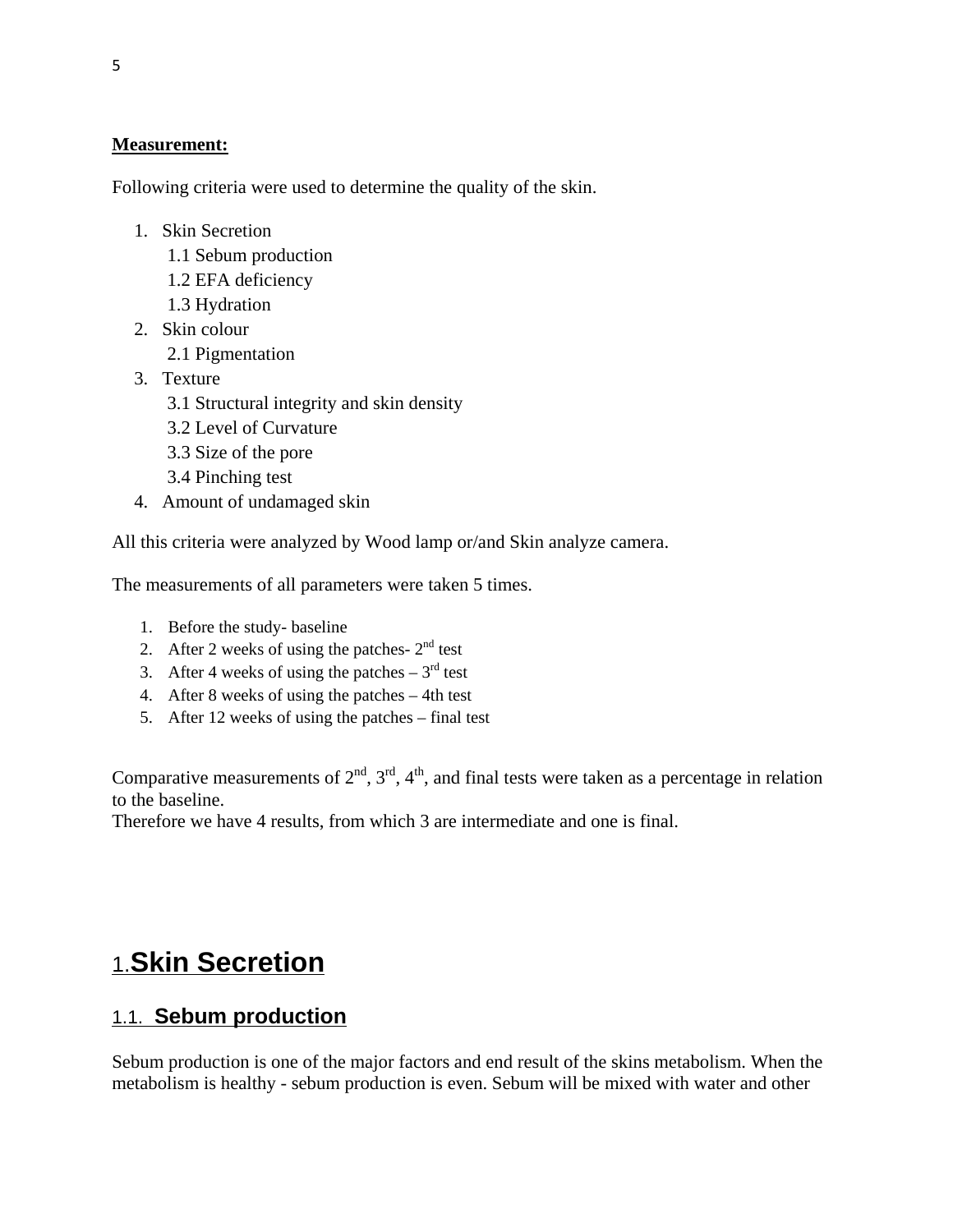**Measurement:**

Following criteria were used to determine the quality of the skin.

1. Skin Secretion
   - 1.1 Sebum production
   - 1.2 EFA deficiency
   - 1.3 Hydration
2. Skin colour
   - 2.1 Pigmentation
3. Texture
   - 3.1 Structural integrity and skin density
   - 3.2 Level of Curvature
   - 3.3 Size of the pore
   - 3.4 Pinching test
4. Amount of undamaged skin

All this criteria were analyzed by Wood lamp or/and Skin analyze camera.

The measurements of all parameters were taken 5 times.

1. Before the study- baseline
2. After 2 weeks of using the patches- 2nd test
3. After 4 weeks of using the patches – 3rd test
4. After 8 weeks of using the patches – 4th test
5. After 12 weeks of using the patches – final test

Comparative measurements of 2nd, 3rd, 4th, and final tests were taken as a percentage in relation to the baseline.
Therefore we have 4 results, from which 3 are intermediate and one is final.

# 1.Skin Secretion

## 1.1. Sebum production

Sebum production is one of the major factors and end result of the skins metabolism. When the metabolism is healthy - sebum production is even. Sebum will be mixed with water and other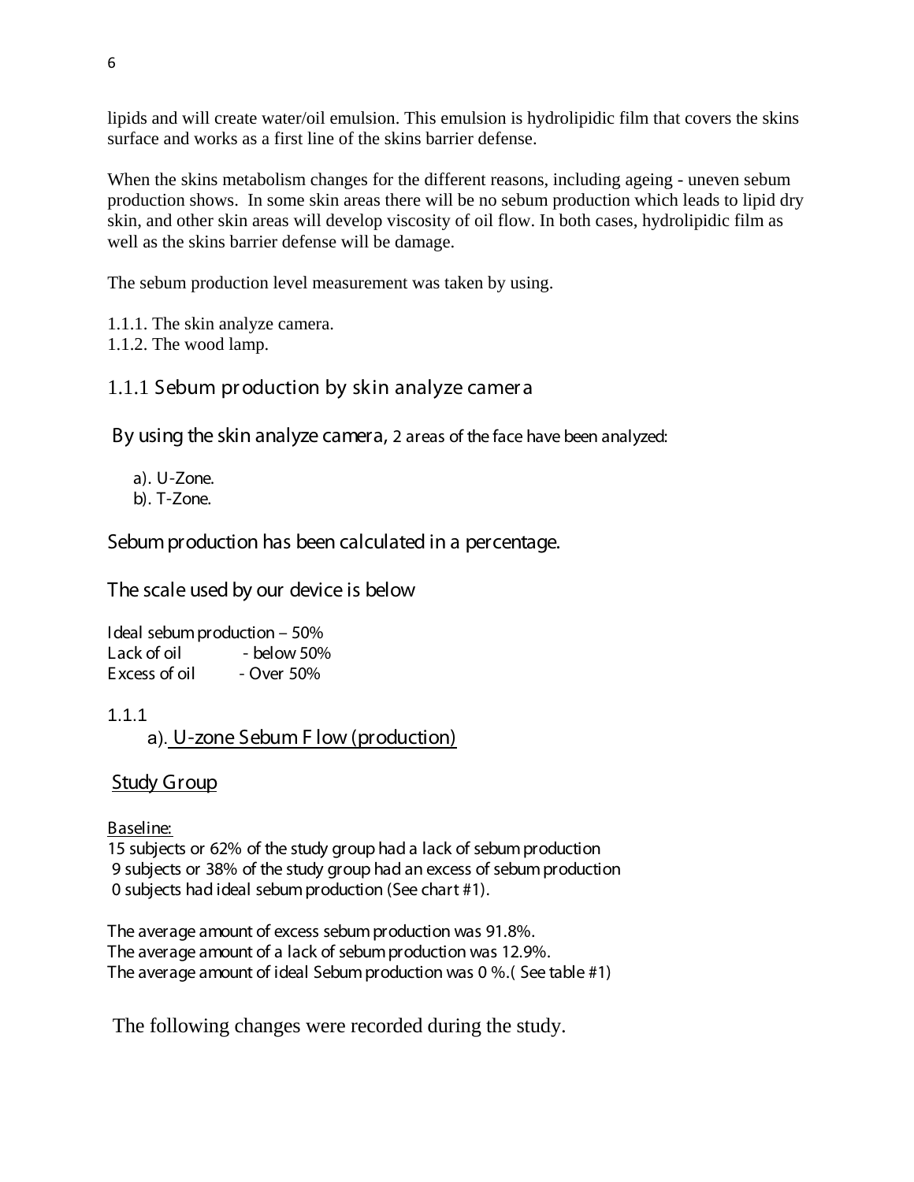lipids and will create water/oil emulsion. This emulsion is hydrolipidic film that covers the skins surface and works as a first line of the skins barrier defense.

When the skins metabolism changes for the different reasons, including ageing - uneven sebum production shows. In some skin areas there will be no sebum production which leads to lipid dry skin, and other skin areas will develop viscosity of oil flow. In both cases, hydrolipidic film as well as the skins barrier defense will be damage.

The sebum production level measurement was taken by using.

1.1.1. The skin analyze camera.
1.1.2. The wood lamp.

### 1.1.1 Sebum production by skin analyze camera

By using the skin analyze camera, 2 areas of the face have been analyzed:

a). U-Zone.
b). T-Zone.

Sebum production has been calculated in a percentage.

The scale used by our device is below

Ideal sebum production – 50%
Lack of oil - below 50%
Excess of oil - Over 50%

1.1.1

a). U-zone Sebum Flow (production)

Study Group

Baseline:
15 subjects or 62% of the study group had a lack of sebum production
9 subjects or 38% of the study group had an excess of sebum production
0 subjects had ideal sebum production (See chart #1).

The average amount of excess sebum production was 91.8%.
The average amount of a lack of sebum production was 12.9%.
The average amount of ideal Sebum production was 0 %.( See table #1)

The following changes were recorded during the study.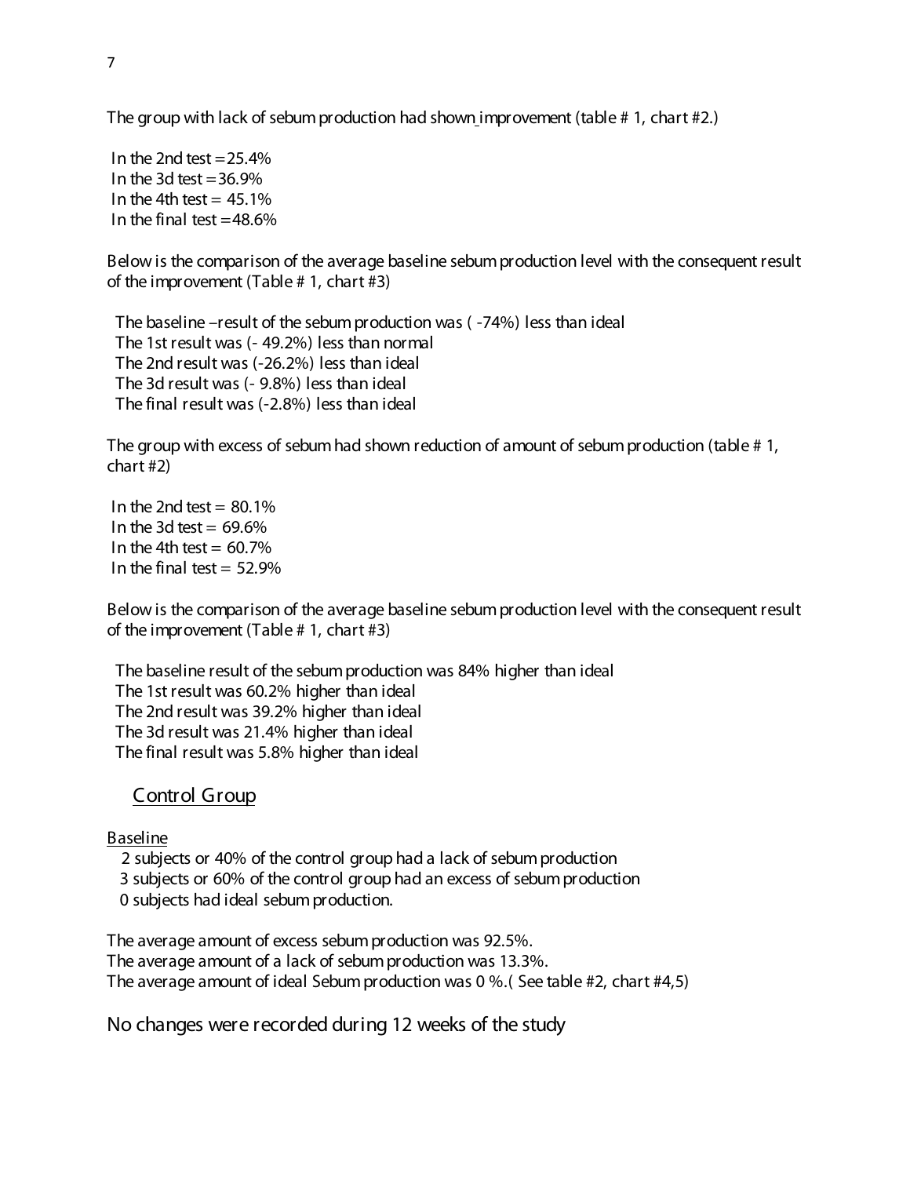The group with lack of sebum production had shown improvement (table # 1, chart #2.)

In the 2nd test =25.4%
In the 3d test =36.9%
In the 4th test = 45.1%
In the final test =48.6%

Below is the comparison of the average baseline sebum production level with the consequent result of the improvement (Table # 1, chart #3)

The baseline –result of the sebum production was ( -74%) less than ideal
The 1st result was (- 49.2%) less than normal
The 2nd result was (-26.2%) less than ideal
The 3d result was (- 9.8%) less than ideal
The final result was (-2.8%) less than ideal

The group with excess of sebum had shown reduction of amount of sebum production (table # 1, chart #2)

In the 2nd test = 80.1%
In the 3d test = 69.6%
In the 4th test = 60.7%
In the final test = 52.9%

Below is the comparison of the average baseline sebum production level with the consequent result of the improvement (Table # 1, chart #3)

The baseline result of the sebum production was 84% higher than ideal
The 1st result was 60.2% higher than ideal
The 2nd result was 39.2% higher than ideal
The 3d result was 21.4% higher than ideal
The final result was 5.8% higher than ideal

## Control Group

Baseline

2 subjects or 40% of the control group had a lack of sebum production
3 subjects or 60% of the control group had an excess of sebum production
0 subjects had ideal sebum production.

The average amount of excess sebum production was 92.5%.
The average amount of a lack of sebum production was 13.3%.
The average amount of ideal Sebum production was 0 %.( See table #2, chart #4,5)

No changes were recorded during 12 weeks of the study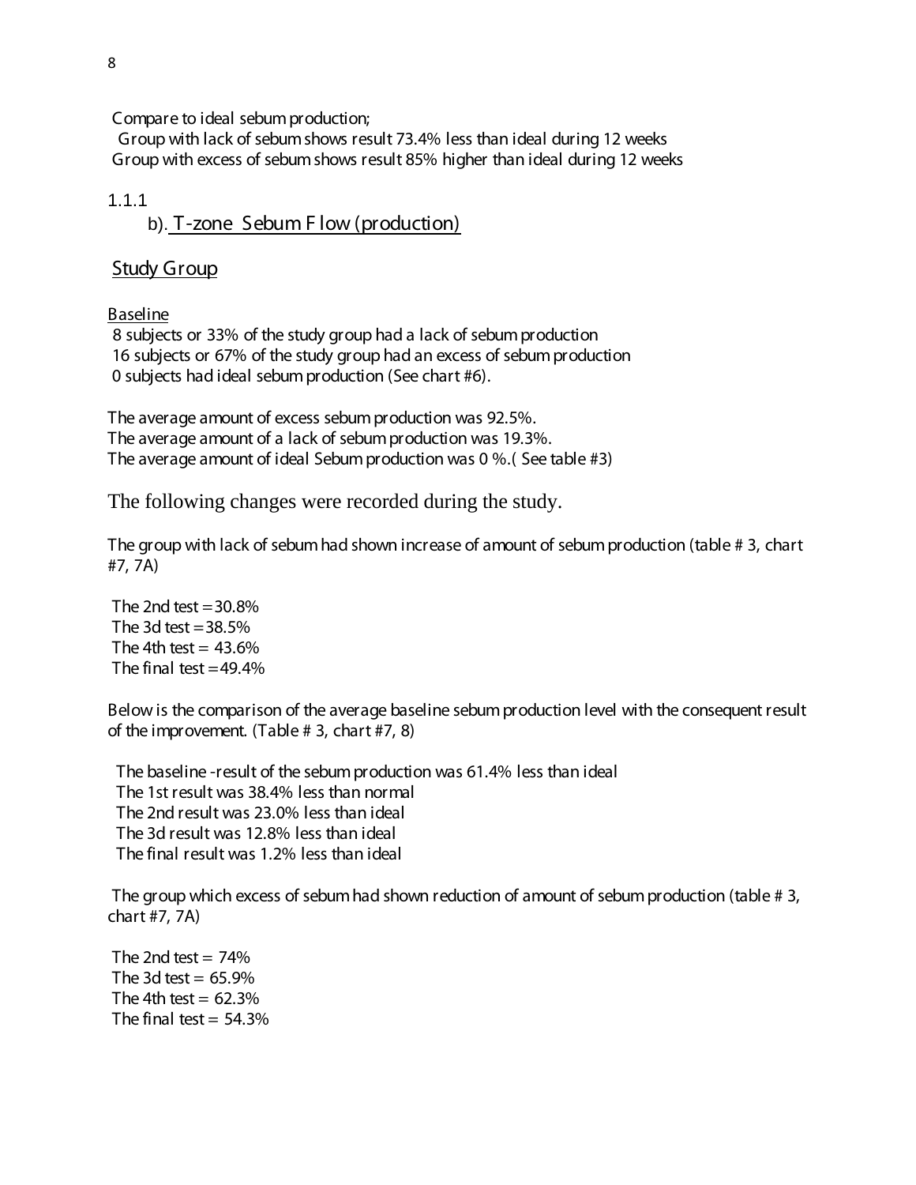Compare to ideal sebum production;
Group with lack of sebum shows result 73.4% less than ideal during 12 weeks
Group with excess of sebum shows result 85% higher than ideal during 12 weeks

1.1.1

### b). T-zone Sebum Flow (production)

## Study Group

Baseline
8 subjects or 33% of the study group had a lack of sebum production
16 subjects or 67% of the study group had an excess of sebum production
0 subjects had ideal sebum production (See chart #6).

The average amount of excess sebum production was 92.5%.
The average amount of a lack of sebum production was 19.3%.
The average amount of ideal Sebum production was 0 %.( See table #3)

The following changes were recorded during the study.

The group with lack of sebum had shown increase of amount of sebum production (table # 3, chart #7, 7A)

The 2nd test =30.8%
The 3d test =38.5%
The 4th test = 43.6%
The final test =49.4%

Below is the comparison of the average baseline sebum production level with the consequent result of the improvement. (Table # 3, chart #7, 8)

The baseline -result of the sebum production was 61.4% less than ideal
The 1st result was 38.4% less than normal
The 2nd result was 23.0% less than ideal
The 3d result was 12.8% less than ideal
The final result was 1.2% less than ideal

The group which excess of sebum had shown reduction of amount of sebum production (table # 3, chart #7, 7A)

The 2nd test = 74%
The 3d test = 65.9%
The 4th test = 62.3%
The final test = 54.3%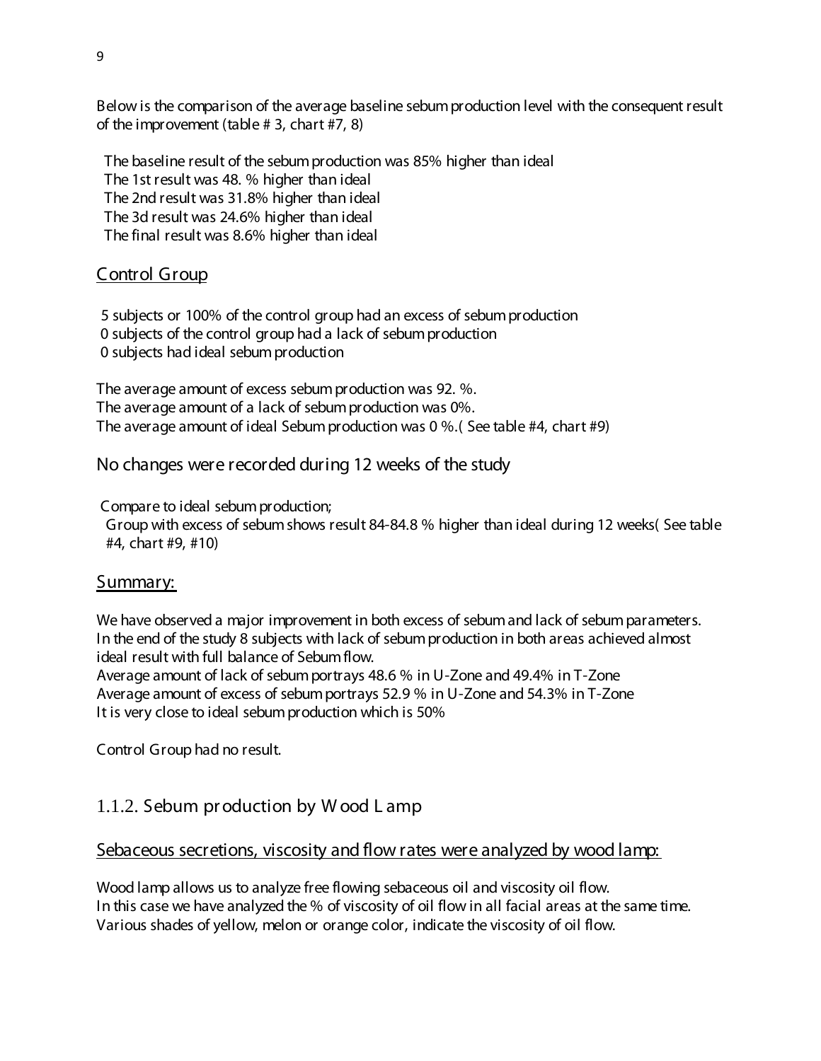Below is the comparison of the average baseline sebum production level with the consequent result of the improvement (table # 3, chart #7, 8)

The baseline result of the sebum production was 85% higher than ideal
The 1st result was 48. % higher than ideal
The 2nd result was 31.8% higher than ideal
The 3d result was 24.6% higher than ideal
The final result was 8.6% higher than ideal

## Control Group

5 subjects or 100% of the control group had an excess of sebum production
0 subjects of the control group had a lack of sebum production
0 subjects had ideal sebum production

The average amount of excess sebum production was 92. %.
The average amount of a lack of sebum production was 0%.
The average amount of ideal Sebum production was 0 %.( See table #4, chart #9)

No changes were recorded during 12 weeks of the study

Compare to ideal sebum production;
Group with excess of sebum shows result 84-84.8 % higher than ideal during 12 weeks( See table #4, chart #9, #10)

## Summary:

We have observed a major improvement in both excess of sebum and lack of sebum parameters.
In the end of the study 8 subjects with lack of sebum production in both areas achieved almost ideal result with full balance of Sebum flow.
Average amount of lack of sebum portrays 48.6 % in U-Zone and 49.4% in T-Zone
Average amount of excess of sebum portrays 52.9 % in U-Zone and 54.3% in T-Zone
It is very close to ideal sebum production which is 50%

Control Group had no result.

### 1.1.2. Sebum production by Wood Lamp

Sebaceous secretions, viscosity and flow rates were analyzed by wood lamp:

Wood lamp allows us to analyze free flowing sebaceous oil and viscosity oil flow.
In this case we have analyzed the % of viscosity of oil flow in all facial areas at the same time.
Various shades of yellow, melon or orange color, indicate the viscosity of oil flow.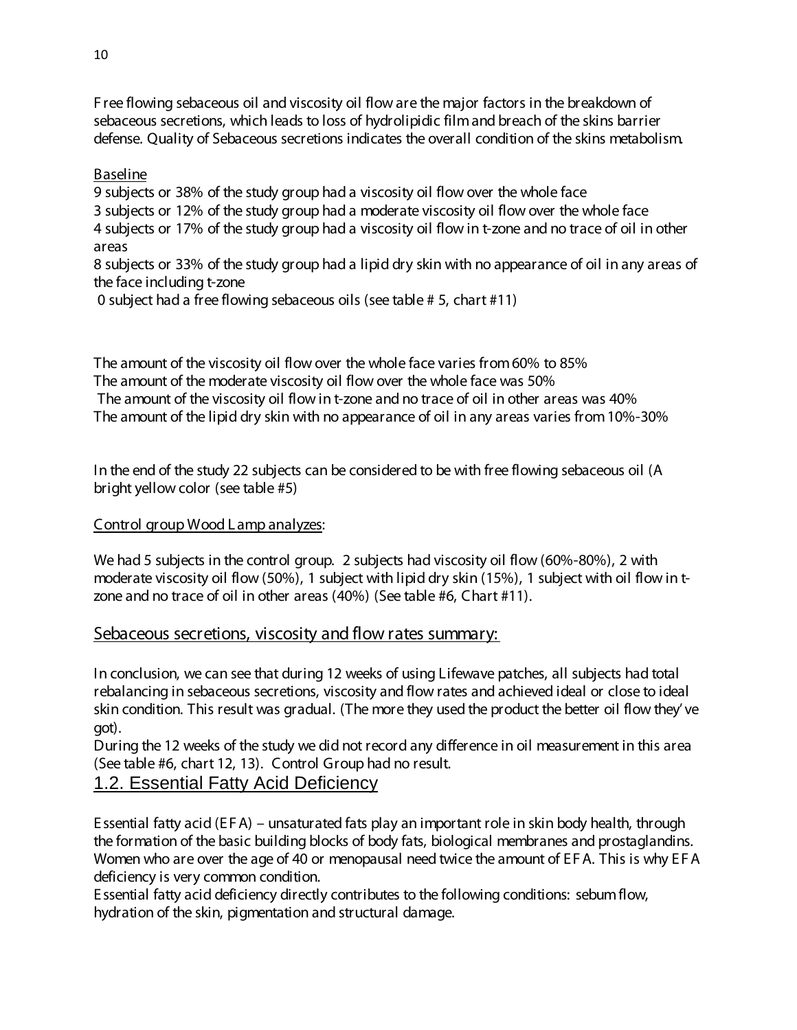Free flowing sebaceous oil and viscosity oil flow are the major factors in the breakdown of sebaceous secretions, which leads to loss of hydrolipidic film and breach of the skins barrier defense. Quality of Sebaceous secretions indicates the overall condition of the skins metabolism.

Baseline

9 subjects or 38% of the study group had a viscosity oil flow over the whole face
3 subjects or 12% of the study group had a moderate viscosity oil flow over the whole face
4 subjects or 17% of the study group had a viscosity oil flow in t-zone and no trace of oil in other areas
8 subjects or 33% of the study group had a lipid dry skin with no appearance of oil in any areas of the face including t-zone
0 subject had a free flowing sebaceous oils (see table # 5, chart #11)

The amount of the viscosity oil flow over the whole face varies from 60% to 85%
The amount of the moderate viscosity oil flow over the whole face was 50%
The amount of the viscosity oil flow in t-zone and no trace of oil in other areas was 40%
The amount of the lipid dry skin with no appearance of oil in any areas varies from 10%-30%

In the end of the study 22 subjects can be considered to be with free flowing sebaceous oil (A bright yellow color (see table #5)

Control group Wood Lamp analyzes:

We had 5 subjects in the control group. 2 subjects had viscosity oil flow (60%-80%), 2 with moderate viscosity oil flow (50%), 1 subject with lipid dry skin (15%), 1 subject with oil flow in t-zone and no trace of oil in other areas (40%) (See table #6, Chart #11).

## Sebaceous secretions, viscosity and flow rates summary:

In conclusion, we can see that during 12 weeks of using Lifewave patches, all subjects had total rebalancing in sebaceous secretions, viscosity and flow rates and achieved ideal or close to ideal skin condition. This result was gradual. (The more they used the product the better oil flow they've got).
During the 12 weeks of the study we did not record any difference in oil measurement in this area (See table #6, chart 12, 13). Control Group had no result.

## 1.2. Essential Fatty Acid Deficiency

Essential fatty acid (EFA) – unsaturated fats play an important role in skin body health, through the formation of the basic building blocks of body fats, biological membranes and prostaglandins. Women who are over the age of 40 or menopausal need twice the amount of EFA. This is why EFA deficiency is very common condition.
Essential fatty acid deficiency directly contributes to the following conditions: sebum flow, hydration of the skin, pigmentation and structural damage.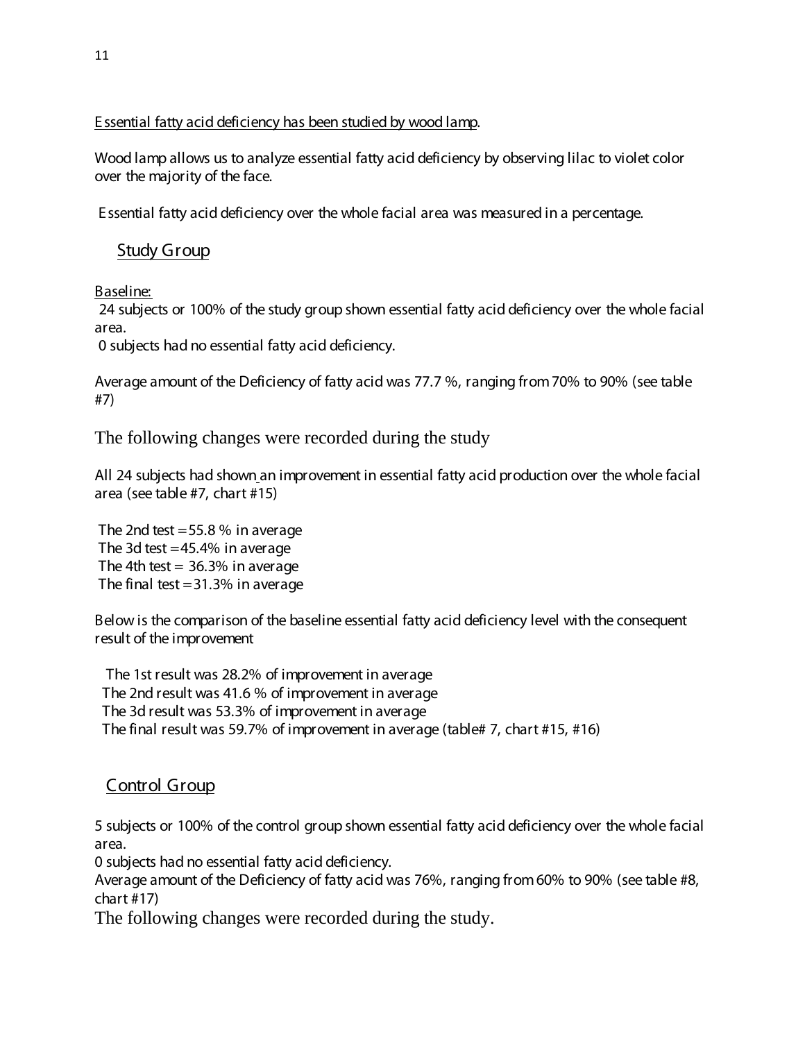Essential fatty acid deficiency has been studied by wood lamp.

Wood lamp allows us to analyze essential fatty acid deficiency by observing lilac to violet color over the majority of the face.

Essential fatty acid deficiency over the whole facial area was measured in a percentage.

## Study Group

Baseline:

24 subjects or 100% of the study group shown essential fatty acid deficiency over the whole facial area.

0 subjects had no essential fatty acid deficiency.

Average amount of the Deficiency of fatty acid was 77.7 %, ranging from 70% to 90% (see table #7)

The following changes were recorded during the study

All 24 subjects had shown an improvement in essential fatty acid production over the whole facial area (see table #7, chart #15)

The 2nd test =55.8 % in average
The 3d test =45.4% in average
The 4th test = 36.3% in average
The final test =31.3% in average

Below is the comparison of the baseline essential fatty acid deficiency level with the consequent result of the improvement

The 1st result was 28.2% of improvement in average
The 2nd result was 41.6 % of improvement in average
The 3d result was 53.3% of improvement in average
The final result was 59.7% of improvement in average (table# 7, chart #15, #16)

## Control Group

5 subjects or 100% of the control group shown essential fatty acid deficiency over the whole facial area.

0 subjects had no essential fatty acid deficiency.

Average amount of the Deficiency of fatty acid was 76%, ranging from 60% to 90% (see table #8, chart #17)

The following changes were recorded during the study.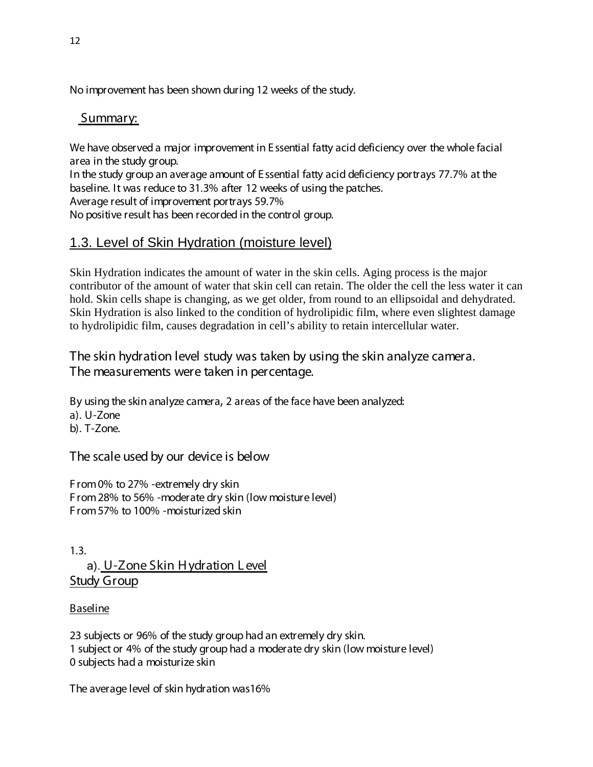No improvement has been shown during 12 weeks of the study.

## Summary:

We have observed a major improvement in Essential fatty acid deficiency over the whole facial area in the study group.
In the study group an average amount of Essential fatty acid deficiency portrays 77.7% at the baseline. It was reduce to 31.3% after 12 weeks of using the patches.
Average result of improvement portrays 59.7%
No positive result has been recorded in the control group.

## 1.3. Level of Skin Hydration (moisture level)

Skin Hydration indicates the amount of water in the skin cells. Aging process is the major contributor of the amount of water that skin cell can retain. The older the cell the less water it can hold. Skin cells shape is changing, as we get older, from round to an ellipsoidal and dehydrated. Skin Hydration is also linked to the condition of hydrolipidic film, where even slightest damage to hydrolipidic film, causes degradation in cell's ability to retain intercellular water.

The skin hydration level study was taken by using the skin analyze camera.
The measurements were taken in percentage.

By using the skin analyze camera, 2 areas of the face have been analyzed:
a). U-Zone
b). T-Zone.

The scale used by our device is below

From 0% to 27% -extremely dry skin
From 28% to 56% -moderate dry skin (low moisture level)
From 57% to 100% -moisturized skin

1.3.

### a). U-Zone Skin Hydration Level

Study Group

Baseline

23 subjects or 96% of the study group had an extremely dry skin.
1 subject or 4% of the study group had a moderate dry skin (low moisture level)
0 subjects had a moisturize skin

The average level of skin hydration was16%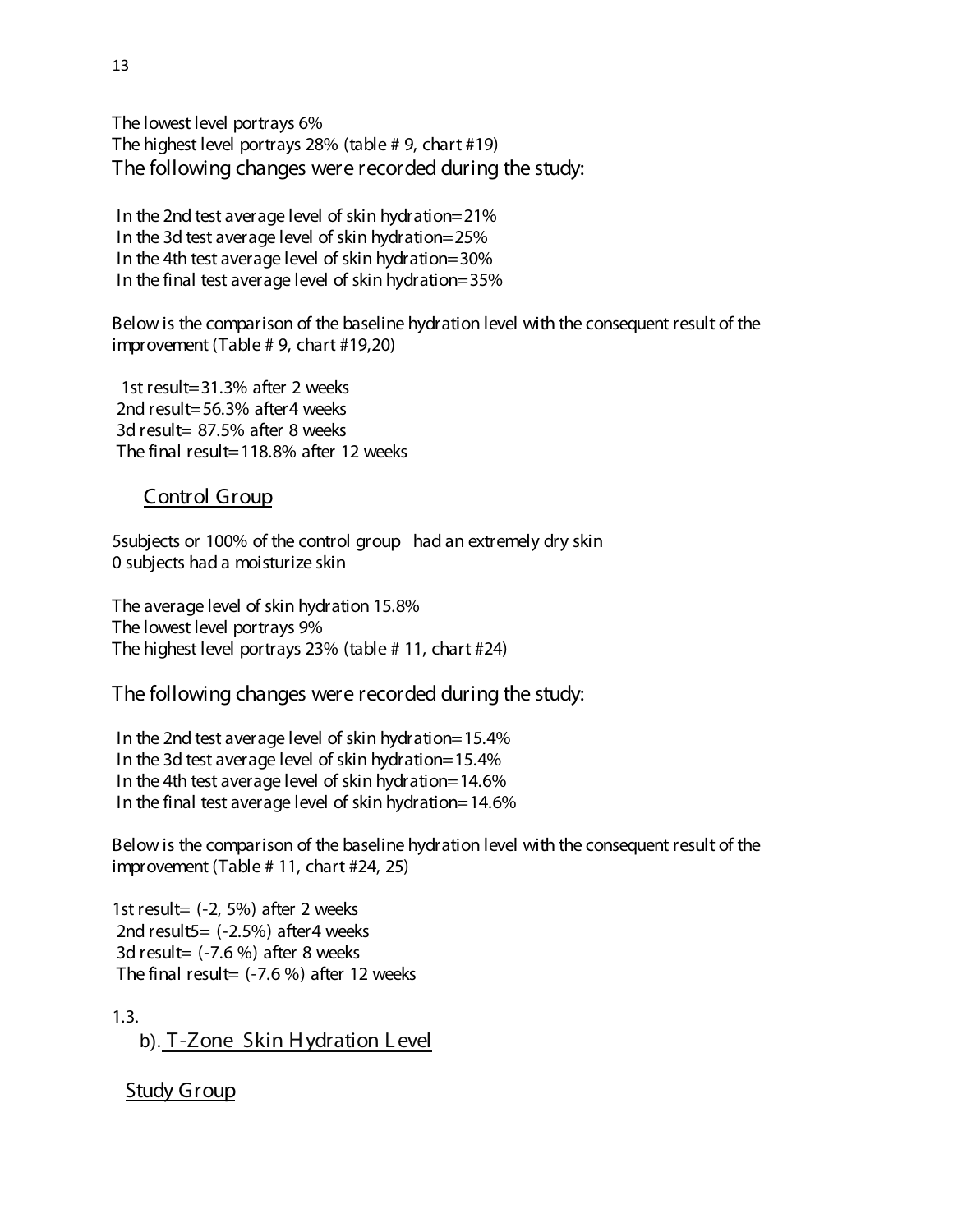The lowest level portrays 6%
The highest level portrays 28% (table # 9, chart #19)

The following changes were recorded during the study:

In the 2nd test average level of skin hydration=21%
In the 3d test average level of skin hydration=25%
In the 4th test average level of skin hydration=30%
In the final test average level of skin hydration=35%

Below is the comparison of the baseline hydration level with the consequent result of the improvement (Table # 9, chart #19,20)

1st result=31.3% after 2 weeks
2nd result=56.3% after4 weeks
3d result= 87.5% after 8 weeks
The final result=118.8% after 12 weeks

## Control Group

5subjects or 100% of the control group had an extremely dry skin
0 subjects had a moisturize skin

The average level of skin hydration 15.8%
The lowest level portrays 9%
The highest level portrays 23% (table # 11, chart #24)

The following changes were recorded during the study:

In the 2nd test average level of skin hydration=15.4%
In the 3d test average level of skin hydration=15.4%
In the 4th test average level of skin hydration=14.6%
In the final test average level of skin hydration=14.6%

Below is the comparison of the baseline hydration level with the consequent result of the improvement (Table # 11, chart #24, 25)

1st result= (-2, 5%) after 2 weeks
2nd result5= (-2.5%) after4 weeks
3d result= (-7.6 %) after 8 weeks
The final result= (-7.6 %) after 12 weeks

1.3.

## b). T-Zone Skin Hydration Level

## Study Group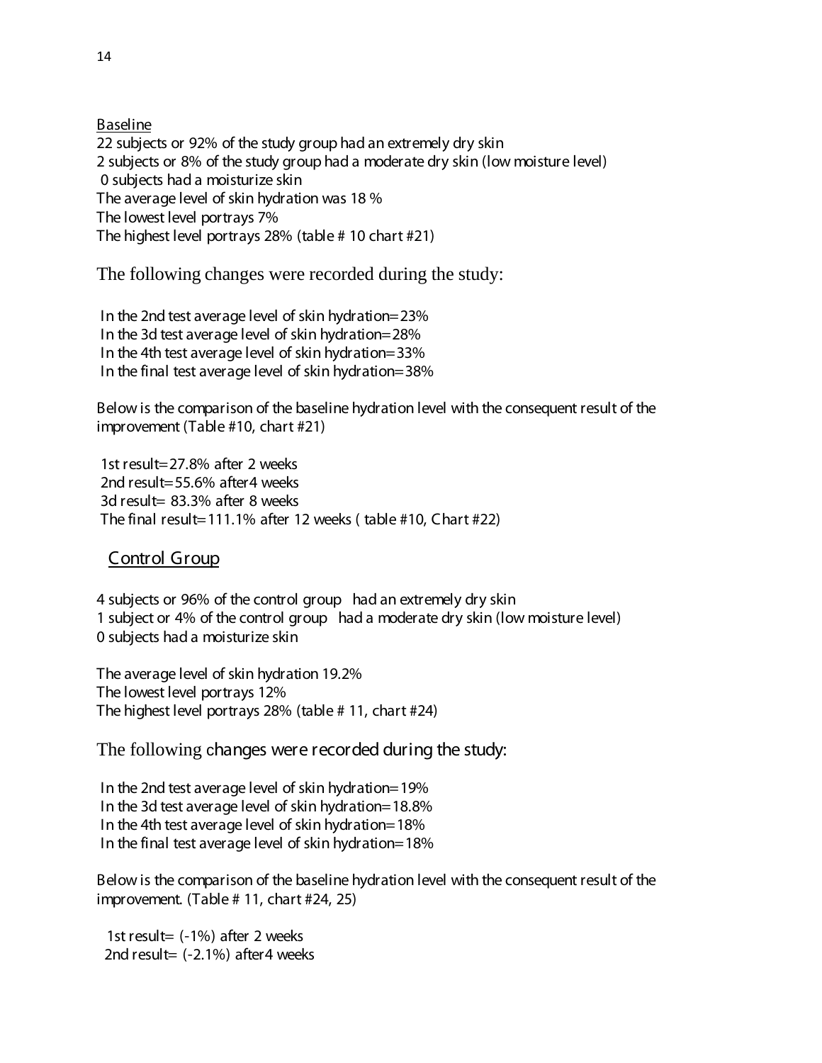Baseline

22 subjects or 92% of the study group had an extremely dry skin
2 subjects or 8% of the study group had a moderate dry skin (low moisture level)
0 subjects had a moisturize skin
The average level of skin hydration was 18 %
The lowest level portrays 7%
The highest level portrays 28% (table # 10 chart #21)

The following changes were recorded during the study:

In the 2nd test average level of skin hydration=23%
In the 3d test average level of skin hydration=28%
In the 4th test average level of skin hydration=33%
In the final test average level of skin hydration=38%

Below is the comparison of the baseline hydration level with the consequent result of the improvement (Table #10, chart #21)

1st result=27.8% after 2 weeks
2nd result=55.6% after4 weeks
3d result= 83.3% after 8 weeks
The final result=111.1% after 12 weeks ( table #10, Chart #22)

## Control Group

4 subjects or 96% of the control group had an extremely dry skin
1 subject or 4% of the control group had a moderate dry skin (low moisture level)
0 subjects had a moisturize skin

The average level of skin hydration 19.2%
The lowest level portrays 12%
The highest level portrays 28% (table # 11, chart #24)

The following changes were recorded during the study:

In the 2nd test average level of skin hydration=19%
In the 3d test average level of skin hydration=18.8%
In the 4th test average level of skin hydration=18%
In the final test average level of skin hydration=18%

Below is the comparison of the baseline hydration level with the consequent result of the improvement. (Table # 11, chart #24, 25)

1st result= (-1%) after 2 weeks
2nd result= (-2.1%) after4 weeks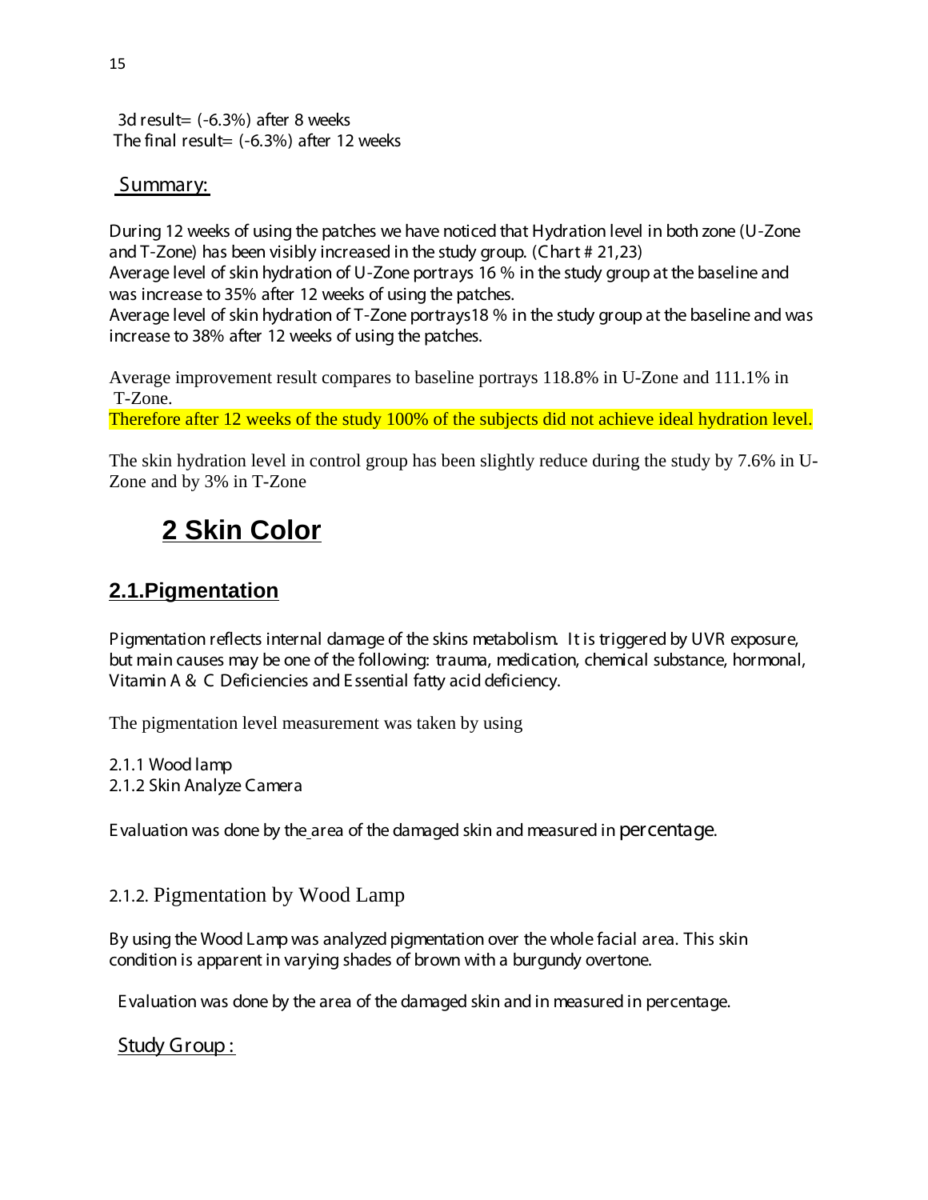3d result= (-6.3%) after 8 weeks
The final result= (-6.3%) after 12 weeks

Summary:

During 12 weeks of using the patches we have noticed that Hydration level in both zone (U-Zone and T-Zone) has been visibly increased in the study group. (Chart # 21,23)
Average level of skin hydration of U-Zone portrays 16 % in the study group at the baseline and was increase to 35% after 12 weeks of using the patches.
Average level of skin hydration of T-Zone portrays18 % in the study group at the baseline and was increase to 38% after 12 weeks of using the patches.

Average improvement result compares to baseline portrays 118.8% in U-Zone and 111.1% in T-Zone.
Therefore after 12 weeks of the study 100% of the subjects did not achieve ideal hydration level.

The skin hydration level in control group has been slightly reduce during the study by 7.6% in U-Zone and by 3% in T-Zone

# 2 Skin Color

## 2.1.Pigmentation

Pigmentation reflects internal damage of the skins metabolism. It is triggered by UVR exposure, but main causes may be one of the following: trauma, medication, chemical substance, hormonal, Vitamin A & C Deficiencies and Essential fatty acid deficiency.

The pigmentation level measurement was taken by using

2.1.1 Wood lamp
2.1.2 Skin Analyze Camera

Evaluation was done by the area of the damaged skin and measured in percentage.

### 2.1.2. Pigmentation by Wood Lamp

By using the Wood Lamp was analyzed pigmentation over the whole facial area. This skin condition is apparent in varying shades of brown with a burgundy overtone.

Evaluation was done by the area of the damaged skin and in measured in percentage.

Study Group :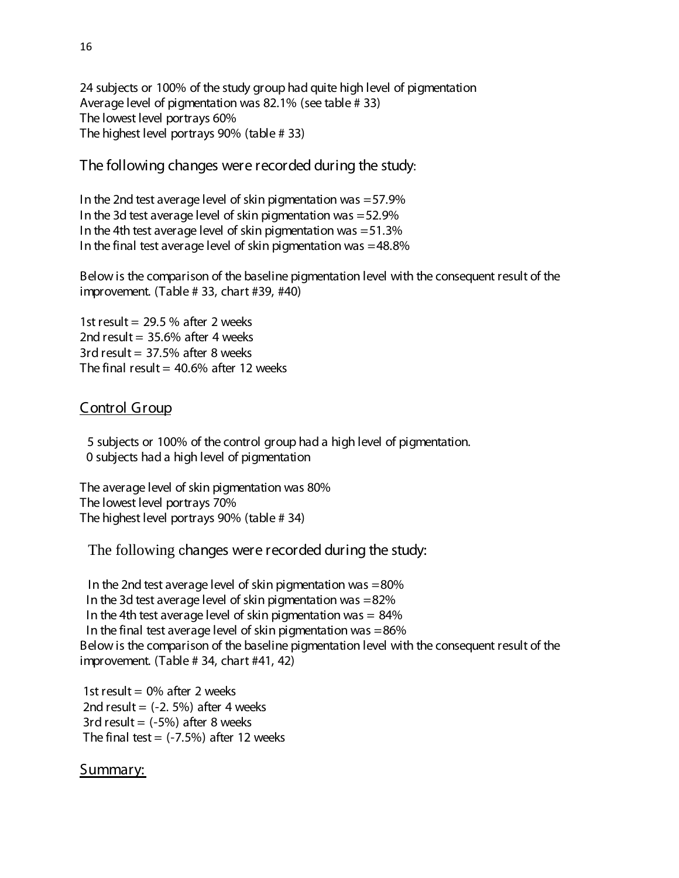24 subjects or 100% of the study group had quite high level of pigmentation
Average level of pigmentation was 82.1% (see table # 33)
The lowest level portrays 60%
The highest level portrays 90% (table # 33)

The following changes were recorded during the study:

In the 2nd test average level of skin pigmentation was =57.9%
In the 3d test average level of skin pigmentation was =52.9%
In the 4th test average level of skin pigmentation was =51.3%
In the final test average level of skin pigmentation was =48.8%

Below is the comparison of the baseline pigmentation level with the consequent result of the improvement. (Table # 33, chart #39, #40)

1st result = 29.5 % after 2 weeks
2nd result = 35.6% after 4 weeks
3rd result = 37.5% after 8 weeks
The final result = 40.6% after 12 weeks

## Control Group

5 subjects or 100% of the control group had a high level of pigmentation.
0 subjects had a high level of pigmentation

The average level of skin pigmentation was 80%
The lowest level portrays 70%
The highest level portrays 90% (table # 34)

The following changes were recorded during the study:

In the 2nd test average level of skin pigmentation was =80%
In the 3d test average level of skin pigmentation was =82%
In the 4th test average level of skin pigmentation was = 84%
In the final test average level of skin pigmentation was =86%
Below is the comparison of the baseline pigmentation level with the consequent result of the improvement. (Table # 34, chart #41, 42)

1st result = 0% after 2 weeks
2nd result = (-2. 5%) after 4 weeks
3rd result = (-5%) after 8 weeks
The final test = (-7.5%) after 12 weeks

## Summary: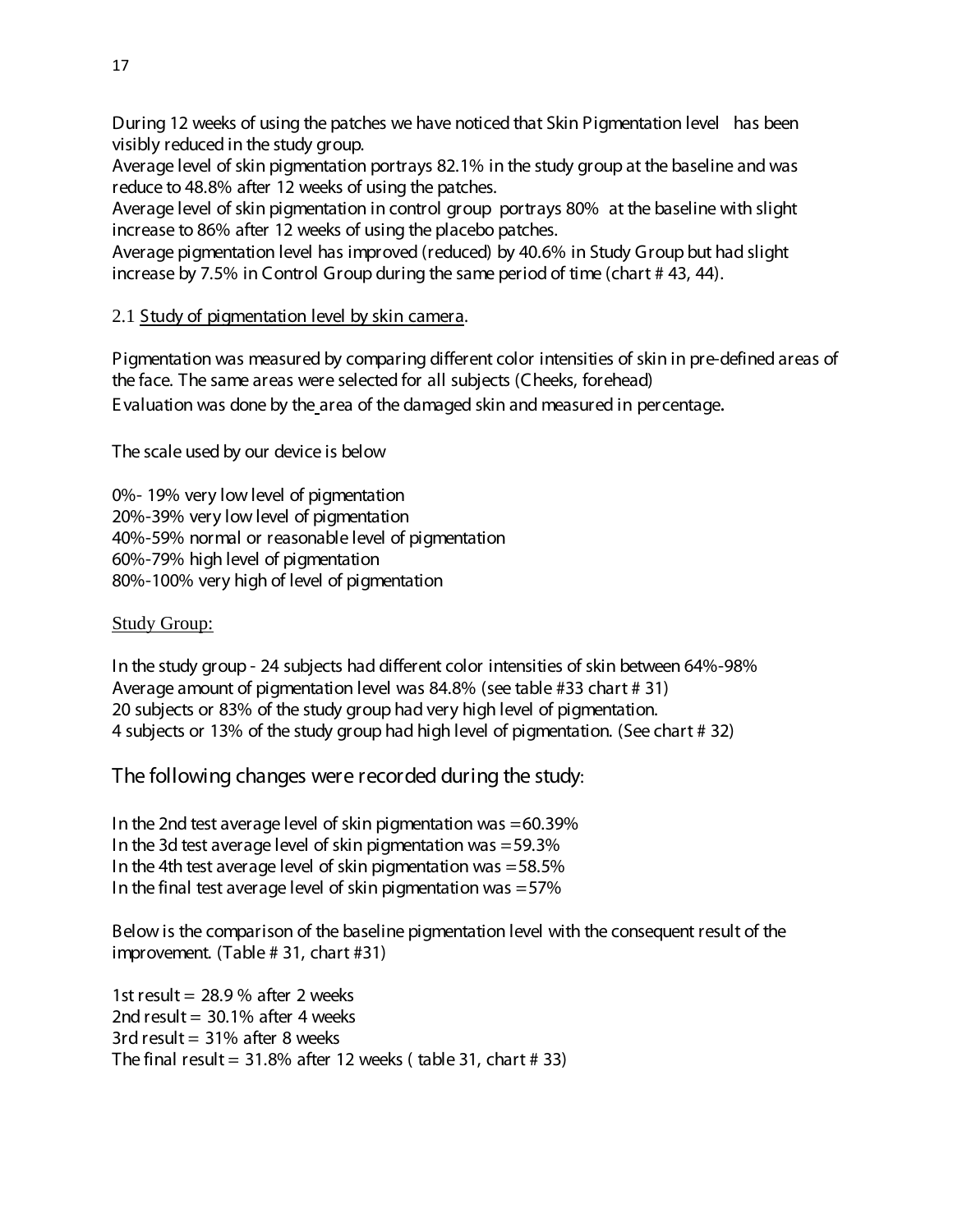During 12 weeks of using the patches we have noticed that Skin Pigmentation level has been visibly reduced in the study group.
Average level of skin pigmentation portrays 82.1% in the study group at the baseline and was reduce to 48.8% after 12 weeks of using the patches.
Average level of skin pigmentation in control group portrays 80% at the baseline with slight increase to 86% after 12 weeks of using the placebo patches.
Average pigmentation level has improved (reduced) by 40.6% in Study Group but had slight increase by 7.5% in Control Group during the same period of time (chart # 43, 44).

2.1 Study of pigmentation level by skin camera.

Pigmentation was measured by comparing different color intensities of skin in pre-defined areas of the face. The same areas were selected for all subjects (Cheeks, forehead)
Evaluation was done by the area of the damaged skin and measured in percentage.

The scale used by our device is below

0%- 19% very low level of pigmentation
20%-39% very low level of pigmentation
40%-59% normal or reasonable level of pigmentation
60%-79% high level of pigmentation
80%-100% very high of level of pigmentation

Study Group:

In the study group - 24 subjects had different color intensities of skin between 64%-98%
Average amount of pigmentation level was 84.8% (see table #33 chart # 31)
20 subjects or 83% of the study group had very high level of pigmentation.
4 subjects or 13% of the study group had high level of pigmentation. (See chart # 32)

The following changes were recorded during the study:

In the 2nd test average level of skin pigmentation was =60.39%
In the 3d test average level of skin pigmentation was =59.3%
In the 4th test average level of skin pigmentation was =58.5%
In the final test average level of skin pigmentation was =57%

Below is the comparison of the baseline pigmentation level with the consequent result of the improvement. (Table # 31, chart #31)

1st result = 28.9 % after 2 weeks
2nd result = 30.1% after 4 weeks
3rd result = 31% after 8 weeks
The final result = 31.8% after 12 weeks ( table 31, chart # 33)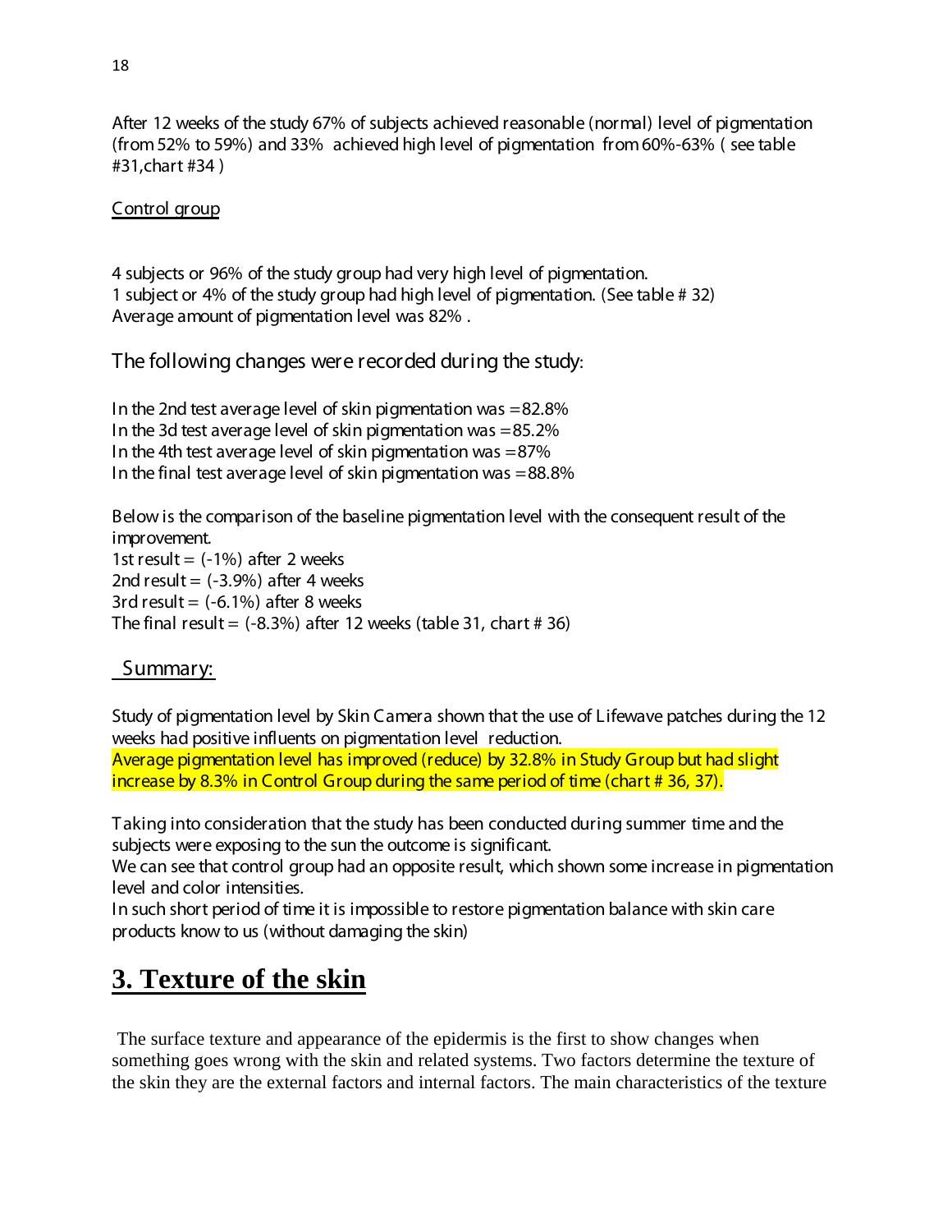After 12 weeks of the study 67% of subjects achieved reasonable (normal) level of pigmentation (from 52% to 59%) and 33% achieved high level of pigmentation from 60%-63% ( see table #31,chart #34 )

Control group

4 subjects or 96% of the study group had very high level of pigmentation.
1 subject or 4% of the study group had high level of pigmentation. (See table # 32)
Average amount of pigmentation level was 82% .

The following changes were recorded during the study:

In the 2nd test average level of skin pigmentation was =82.8%
In the 3d test average level of skin pigmentation was =85.2%
In the 4th test average level of skin pigmentation was =87%
In the final test average level of skin pigmentation was =88.8%

Below is the comparison of the baseline pigmentation level with the consequent result of the improvement.
1st result = (-1%) after 2 weeks
2nd result = (-3.9%) after 4 weeks
3rd result = (-6.1%) after 8 weeks
The final result = (-8.3%) after 12 weeks (table 31, chart # 36)

Summary:

Study of pigmentation level by Skin Camera shown that the use of Lifewave patches during the 12 weeks had positive influents on pigmentation level reduction.
Average pigmentation level has improved (reduce) by 32.8% in Study Group but had slight increase by 8.3% in Control Group during the same period of time (chart # 36, 37).

Taking into consideration that the study has been conducted during summer time and the subjects were exposing to the sun the outcome is significant.
We can see that control group had an opposite result, which shown some increase in pigmentation level and color intensities.
In such short period of time it is impossible to restore pigmentation balance with skin care products know to us (without damaging the skin)

# 3. Texture of the skin

The surface texture and appearance of the epidermis is the first to show changes when something goes wrong with the skin and related systems. Two factors determine the texture of the skin they are the external factors and internal factors. The main characteristics of the texture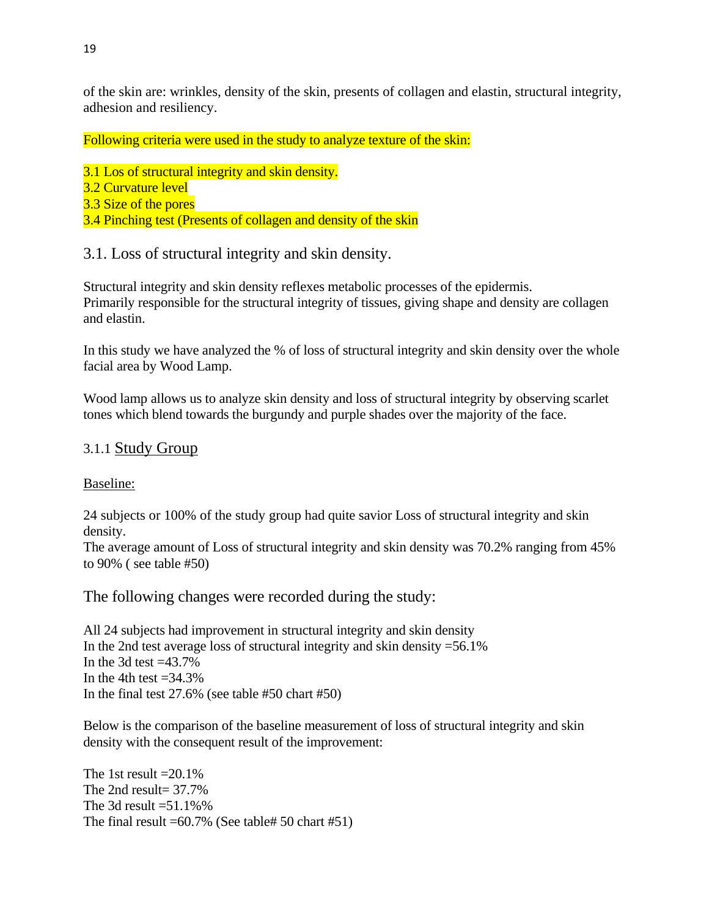of the skin are: wrinkles, density of the skin, presents of collagen and elastin, structural integrity, adhesion and resiliency.

Following criteria were used in the study to analyze texture of the skin:

3.1 Los of structural integrity and skin density.
3.2 Curvature level
3.3 Size of the pores
3.4 Pinching test (Presents of collagen and density of the skin

## 3.1. Loss of structural integrity and skin density.

Structural integrity and skin density reflexes metabolic processes of the epidermis.
Primarily responsible for the structural integrity of tissues, giving shape and density are collagen and elastin.

In this study we have analyzed the % of loss of structural integrity and skin density over the whole facial area by Wood Lamp.

Wood lamp allows us to analyze skin density and loss of structural integrity by observing scarlet tones which blend towards the burgundy and purple shades over the majority of the face.

### 3.1.1 Study Group

Baseline:

24 subjects or 100% of the study group had quite savior Loss of structural integrity and skin density.
The average amount of Loss of structural integrity and skin density was 70.2% ranging from 45% to 90% ( see table #50)

## The following changes were recorded during the study:

All 24 subjects had improvement in structural integrity and skin density
In the 2nd test average loss of structural integrity and skin density =56.1%
In the 3d test =43.7%
In the 4th test =34.3%
In the final test 27.6% (see table #50 chart #50)

Below is the comparison of the baseline measurement of loss of structural integrity and skin density with the consequent result of the improvement:

The 1st result =20.1%
The 2nd result= 37.7%
The 3d result =51.1%%
The final result =60.7% (See table# 50 chart #51)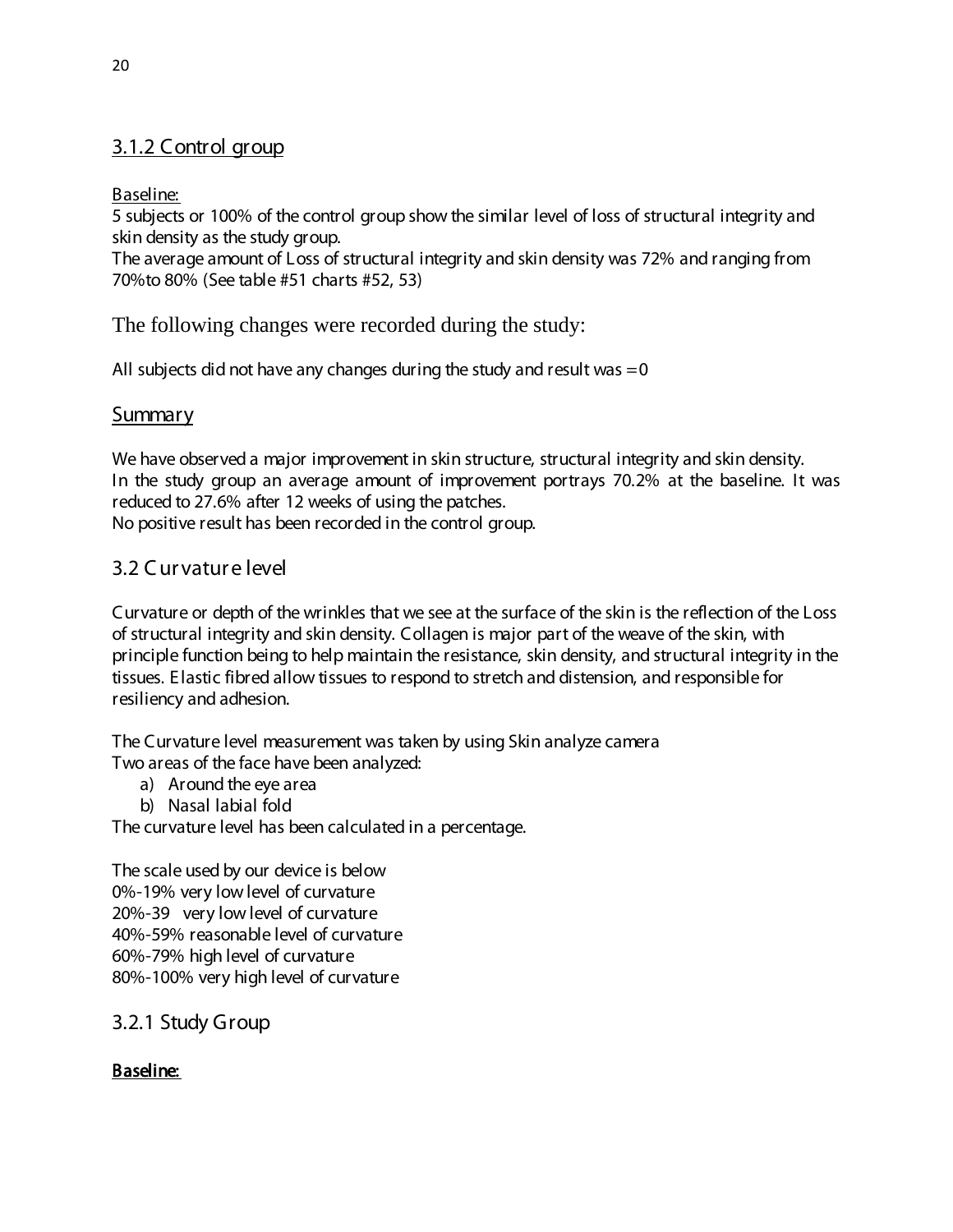### 3.1.2 Control group

Baseline:

5 subjects or 100% of the control group show the similar level of loss of structural integrity and skin density as the study group.

The average amount of Loss of structural integrity and skin density was 72% and ranging from 70%to 80% (See table #51 charts #52, 53)

The following changes were recorded during the study:

All subjects did not have any changes during the study and result was =0

## Summary

We have observed a major improvement in skin structure, structural integrity and skin density.
In the study group an average amount of improvement portrays 70.2% at the baseline. It was reduced to 27.6% after 12 weeks of using the patches.
No positive result has been recorded in the control group.

## 3.2 Curvature level

Curvature or depth of the wrinkles that we see at the surface of the skin is the reflection of the Loss of structural integrity and skin density. Collagen is major part of the weave of the skin, with principle function being to help maintain the resistance, skin density, and structural integrity in the tissues. Elastic fibred allow tissues to respond to stretch and distension, and responsible for resiliency and adhesion.

The Curvature level measurement was taken by using Skin analyze camera
Two areas of the face have been analyzed:

a) Around the eye area
b) Nasal labial fold

The curvature level has been calculated in a percentage.

The scale used by our device is below
0%-19% very low level of curvature
20%-39 very low level of curvature
40%-59% reasonable level of curvature
60%-79% high level of curvature
80%-100% very high level of curvature

### 3.2.1 Study Group

**Baseline:**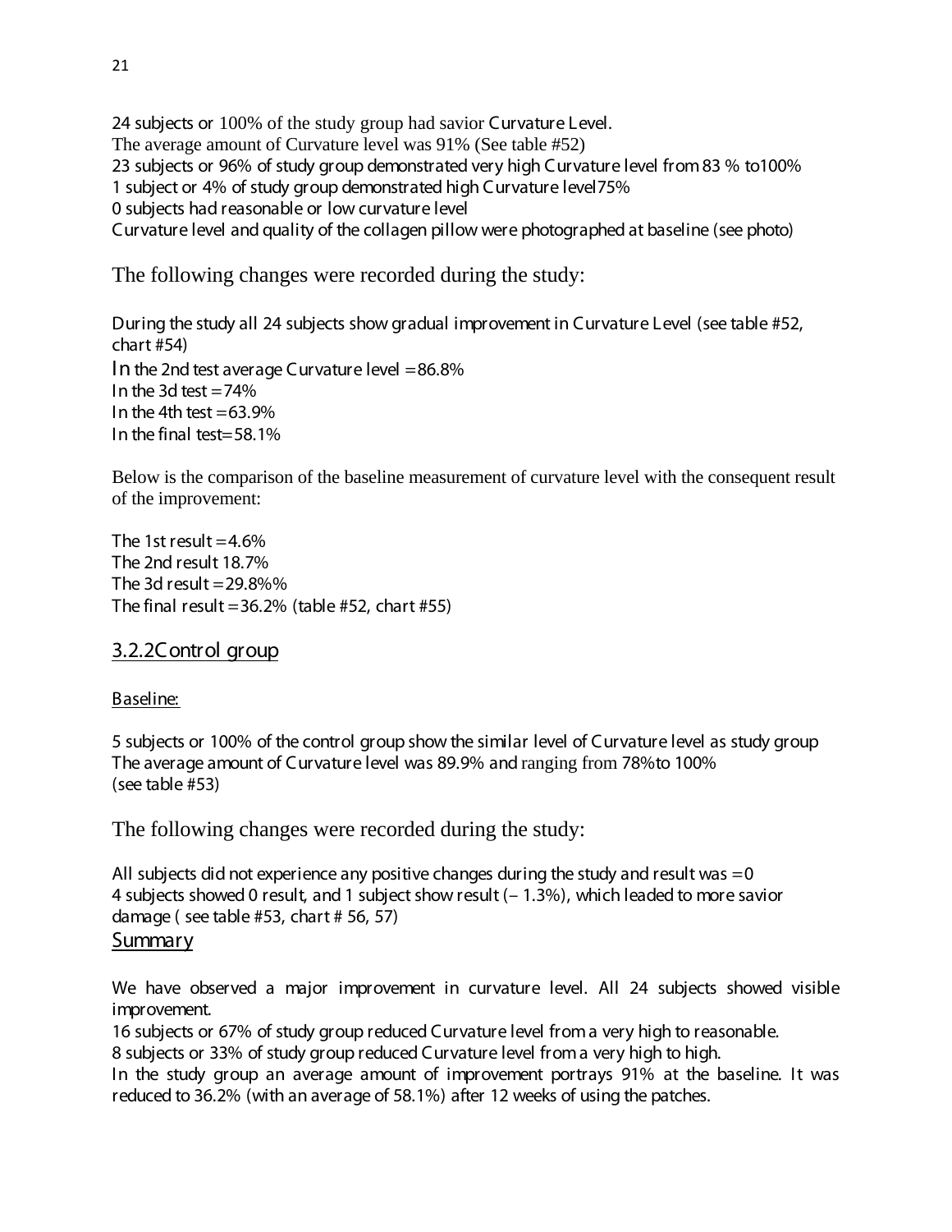24 subjects or 100% of the study group had savior Curvature Level.
The average amount of Curvature level was 91% (See table #52)
23 subjects or 96% of study group demonstrated very high Curvature level from 83 % to100%
1 subject or 4% of study group demonstrated high Curvature level75%
0 subjects had reasonable or low curvature level
Curvature level and quality of the collagen pillow were photographed at baseline (see photo)

The following changes were recorded during the study:

During the study all 24 subjects show gradual improvement in Curvature Level (see table #52, chart #54)
In the 2nd test average Curvature level =86.8%
In the 3d test =74%
In the 4th test =63.9%
In the final test=58.1%

Below is the comparison of the baseline measurement of curvature level with the consequent result of the improvement:

The 1st result =4.6%
The 2nd result 18.7%
The 3d result =29.8%%
The final result =36.2% (table #52, chart #55)

### 3.2.2Control group

Baseline:

5 subjects or 100% of the control group show the similar level of Curvature level as study group
The average amount of Curvature level was 89.9% and ranging from 78%to 100%
(see table #53)

The following changes were recorded during the study:

All subjects did not experience any positive changes during the study and result was =0
4 subjects showed 0 result, and 1 subject show result (– 1.3%), which leaded to more savior damage ( see table #53, chart # 56, 57)

### Summary

We have observed a major improvement in curvature level. All 24 subjects showed visible improvement.
16 subjects or 67% of study group reduced Curvature level from a very high to reasonable.
8 subjects or 33% of study group reduced Curvature level from a very high to high.
In the study group an average amount of improvement portrays 91% at the baseline. It was reduced to 36.2% (with an average of 58.1%) after 12 weeks of using the patches.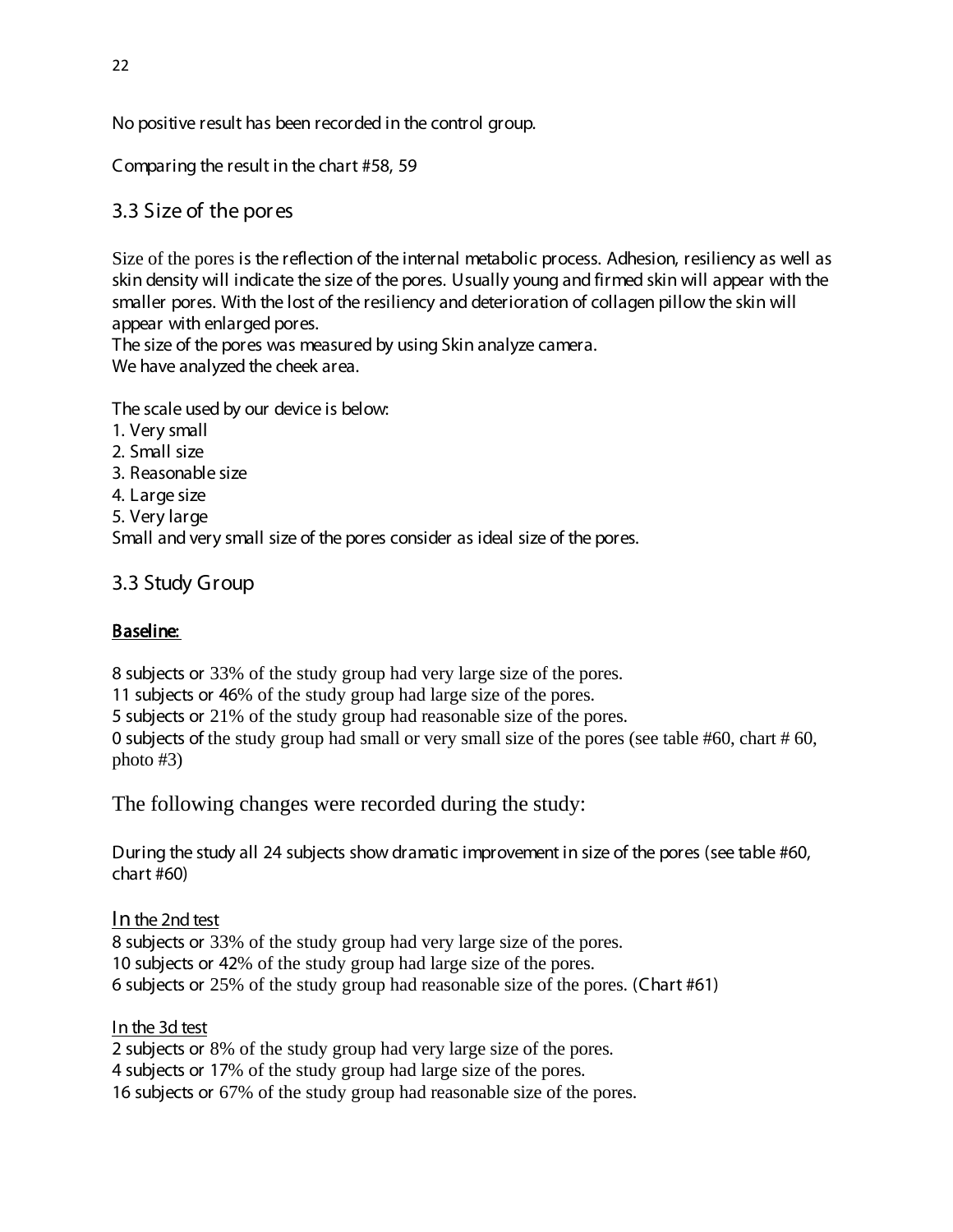No positive result has been recorded in the control group.

Comparing the result in the chart #58, 59

## 3.3 Size of the pores

Size of the pores is the reflection of the internal metabolic process. Adhesion, resiliency as well as skin density will indicate the size of the pores. Usually young and firmed skin will appear with the smaller pores. With the lost of the resiliency and deterioration of collagen pillow the skin will appear with enlarged pores.
The size of the pores was measured by using Skin analyze camera.
We have analyzed the cheek area.

The scale used by our device is below:
1. Very small
2. Small size
3. Reasonable size
4. Large size
5. Very large

Small and very small size of the pores consider as ideal size of the pores.

## 3.3 Study Group

**<u>Baseline:</u>**

8 subjects or 33% of the study group had very large size of the pores.
11 subjects or 46% of the study group had large size of the pores.
5 subjects or 21% of the study group had reasonable size of the pores.
0 subjects of the study group had small or very small size of the pores (see table #60, chart # 60, photo #3)

The following changes were recorded during the study:

During the study all 24 subjects show dramatic improvement in size of the pores (see table #60, chart #60)

<u>In the 2nd test</u>
8 subjects or 33% of the study group had very large size of the pores.
10 subjects or 42% of the study group had large size of the pores.
6 subjects or 25% of the study group had reasonable size of the pores. (Chart #61)

<u>In the 3d test</u>
2 subjects or 8% of the study group had very large size of the pores.
4 subjects or 17% of the study group had large size of the pores.
16 subjects or 67% of the study group had reasonable size of the pores.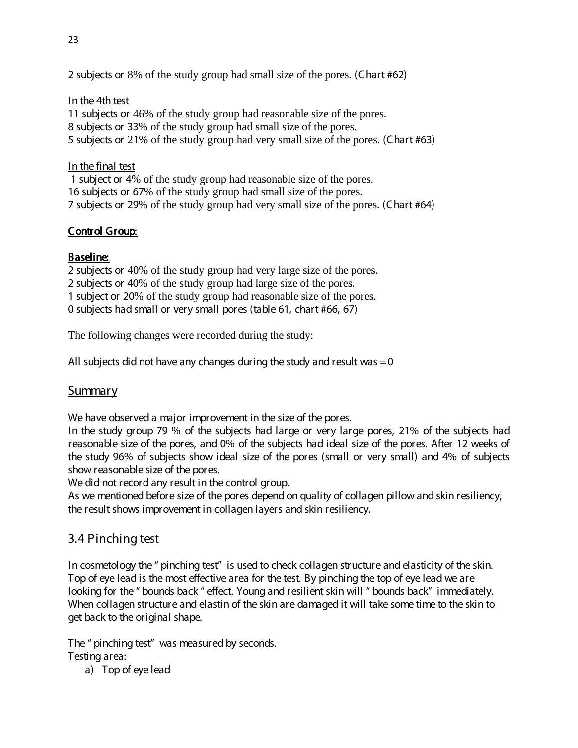2 subjects or 8% of the study group had small size of the pores. (Chart #62)

In the 4th test

11 subjects or 46% of the study group had reasonable size of the pores.
8 subjects or 33% of the study group had small size of the pores.
5 subjects or 21% of the study group had very small size of the pores. (Chart #63)

In the final test

1 subject or 4% of the study group had reasonable size of the pores.
16 subjects or 67% of the study group had small size of the pores.
7 subjects or 29% of the study group had very small size of the pores. (Chart #64)

**Control Group:**

**Baseline:**

2 subjects or 40% of the study group had very large size of the pores.
2 subjects or 40% of the study group had large size of the pores.
1 subject or 20% of the study group had reasonable size of the pores.
0 subjects had small or very small pores (table 61, chart #66, 67)

The following changes were recorded during the study:

All subjects did not have any changes during the study and result was =0

## Summary

We have observed a major improvement in the size of the pores.
In the study group 79 % of the subjects had large or very large pores, 21% of the subjects had reasonable size of the pores, and 0% of the subjects had ideal size of the pores. After 12 weeks of the study 96% of subjects show ideal size of the pores (small or very small) and 4% of subjects show reasonable size of the pores.
We did not record any result in the control group.
As we mentioned before size of the pores depend on quality of collagen pillow and skin resiliency, the result shows improvement in collagen layers and skin resiliency.

## 3.4 Pinching test

In cosmetology the " pinching test" is used to check collagen structure and elasticity of the skin. Top of eye lead is the most effective area for the test. By pinching the top of eye lead we are looking for the " bounds back " effect. Young and resilient skin will " bounds back" immediately. When collagen structure and elastin of the skin are damaged it will take some time to the skin to get back to the original shape.

The " pinching test" was measured by seconds.
Testing area:

a) Top of eye lead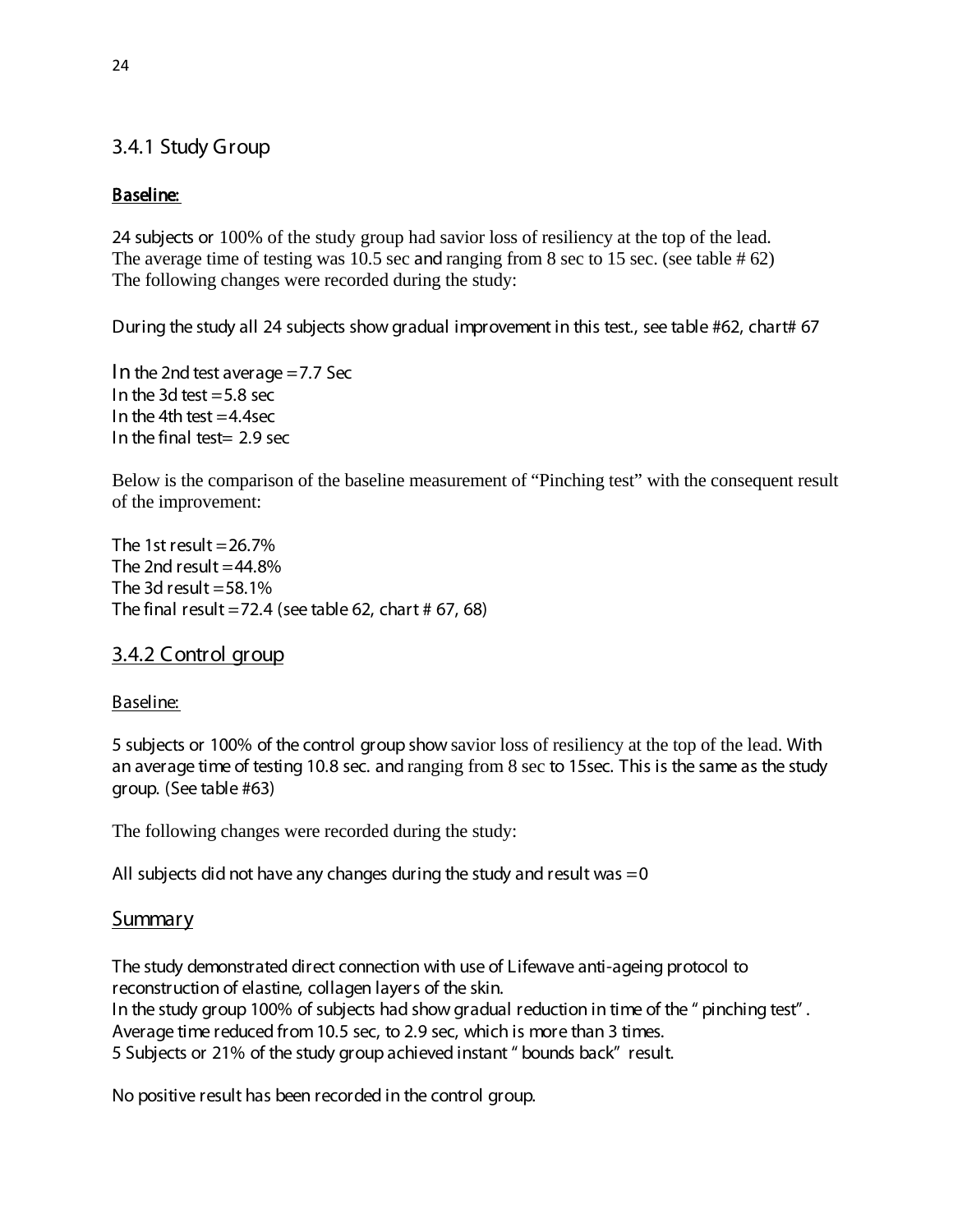### 3.4.1 Study Group

**Baseline:**

24 subjects or 100% of the study group had savior loss of resiliency at the top of the lead.
The average time of testing was 10.5 sec and ranging from 8 sec to 15 sec. (see table # 62)
The following changes were recorded during the study:

During the study all 24 subjects show gradual improvement in this test., see table #62, chart# 67

In the 2nd test average =7.7 Sec
In the 3d test =5.8 sec
In the 4th test =4.4sec
In the final test= 2.9 sec

Below is the comparison of the baseline measurement of "Pinching test" with the consequent result of the improvement:

The 1st result =26.7%
The 2nd result =44.8%
The 3d result =58.1%
The final result =72.4 (see table 62, chart # 67, 68)

### 3.4.2 Control group

Baseline:

5 subjects or 100% of the control group show savior loss of resiliency at the top of the lead. With an average time of testing 10.8 sec. and ranging from 8 sec to 15sec. This is the same as the study group. (See table #63)

The following changes were recorded during the study:

All subjects did not have any changes during the study and result was =0

### Summary

The study demonstrated direct connection with use of Lifewave anti-ageing protocol to reconstruction of elastine, collagen layers of the skin.
In the study group 100% of subjects had show gradual reduction in time of the "pinching test".
Average time reduced from 10.5 sec, to 2.9 sec, which is more than 3 times.
5 Subjects or 21% of the study group achieved instant "bounds back" result.

No positive result has been recorded in the control group.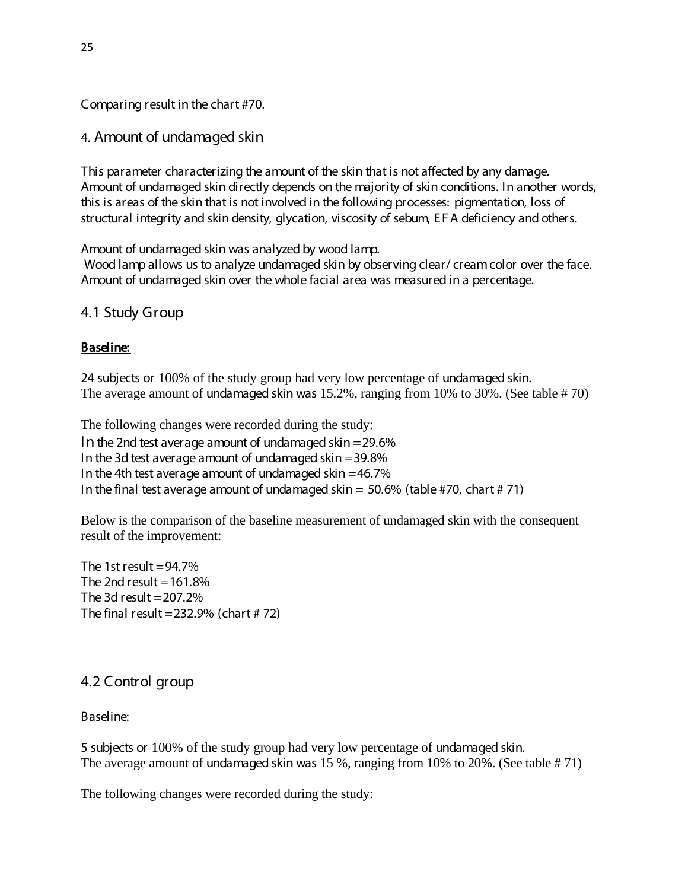Comparing result in the chart #70.

## 4. Amount of undamaged skin

This parameter characterizing the amount of the skin that is not affected by any damage. Amount of undamaged skin directly depends on the majority of skin conditions. In another words, this is areas of the skin that is not involved in the following processes: pigmentation, loss of structural integrity and skin density, glycation, viscosity of sebum, EFA deficiency and others.

Amount of undamaged skin was analyzed by wood lamp.
Wood lamp allows us to analyze undamaged skin by observing clear/cream color over the face. Amount of undamaged skin over the whole facial area was measured in a percentage.

### 4.1 Study Group

**Baseline:**

24 subjects or 100% of the study group had very low percentage of undamaged skin.
The average amount of undamaged skin was 15.2%, ranging from 10% to 30%. (See table # 70)

The following changes were recorded during the study:
In the 2nd test average amount of undamaged skin =29.6%
In the 3d test average amount of undamaged skin =39.8%
In the 4th test average amount of undamaged skin =46.7%
In the final test average amount of undamaged skin = 50.6% (table #70, chart # 71)

Below is the comparison of the baseline measurement of undamaged skin with the consequent result of the improvement:

The 1st result =94.7%
The 2nd result =161.8%
The 3d result =207.2%
The final result =232.9% (chart # 72)

### 4.2 Control group

Baseline:

5 subjects or 100% of the study group had very low percentage of undamaged skin.
The average amount of undamaged skin was 15 %, ranging from 10% to 20%. (See table # 71)

The following changes were recorded during the study: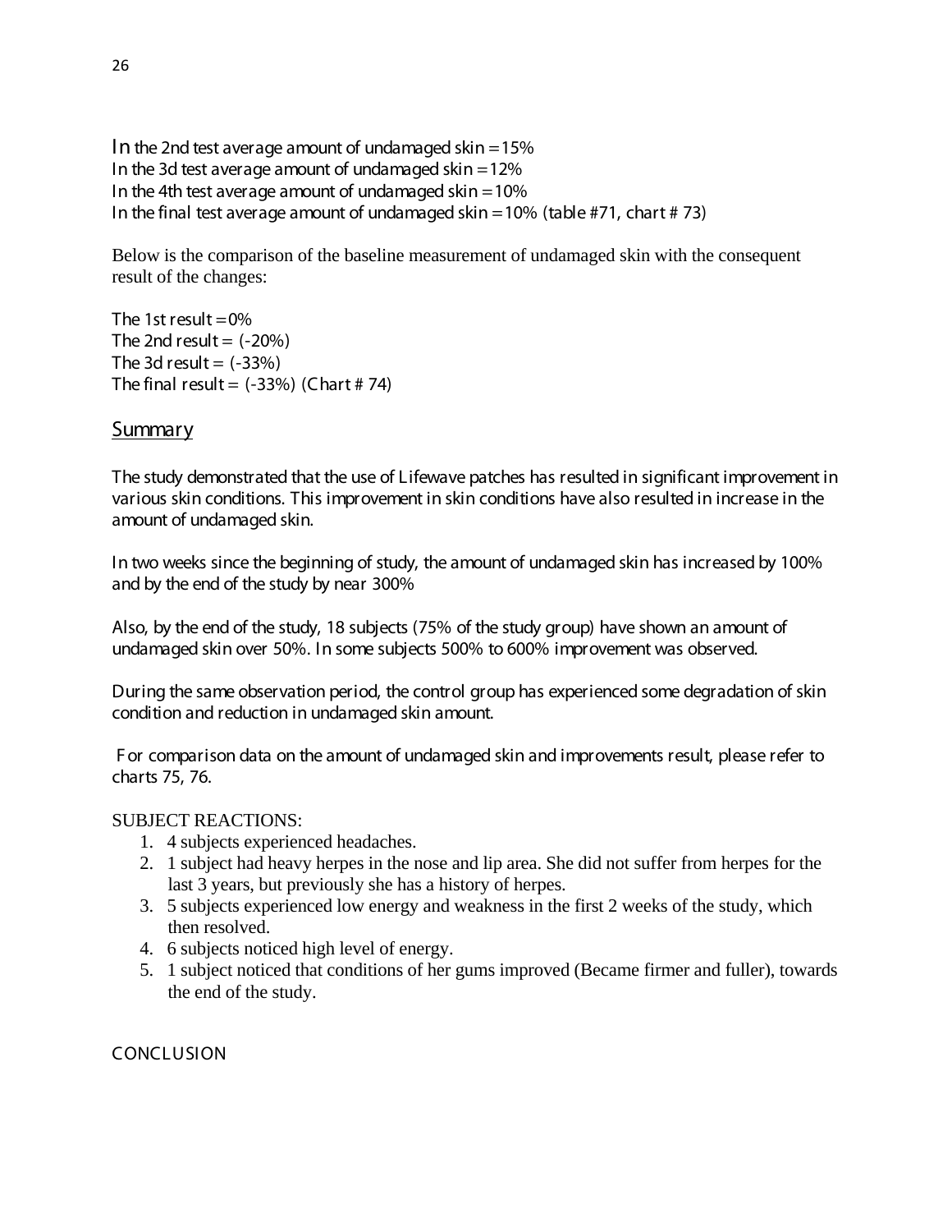In the 2nd test average amount of undamaged skin = 15%
In the 3d test average amount of undamaged skin = 12%
In the 4th test average amount of undamaged skin = 10%
In the final test average amount of undamaged skin = 10% (table #71, chart # 73)

Below is the comparison of the baseline measurement of undamaged skin with the consequent result of the changes:

The 1st result = 0%
The 2nd result = (-20%)
The 3d result = (-33%)
The final result = (-33%) (Chart # 74)

## Summary

The study demonstrated that the use of Lifewave patches has resulted in significant improvement in various skin conditions. This improvement in skin conditions have also resulted in increase in the amount of undamaged skin.

In two weeks since the beginning of study, the amount of undamaged skin has increased by 100% and by the end of the study by near 300%

Also, by the end of the study, 18 subjects (75% of the study group) have shown an amount of undamaged skin over 50%. In some subjects 500% to 600% improvement was observed.

During the same observation period, the control group has experienced some degradation of skin condition and reduction in undamaged skin amount.

For comparison data on the amount of undamaged skin and improvements result, please refer to charts 75, 76.

SUBJECT REACTIONS:

1. 4 subjects experienced headaches.
2. 1 subject had heavy herpes in the nose and lip area. She did not suffer from herpes for the last 3 years, but previously she has a history of herpes.
3. 5 subjects experienced low energy and weakness in the first 2 weeks of the study, which then resolved.
4. 6 subjects noticed high level of energy.
5. 1 subject noticed that conditions of her gums improved (Became firmer and fuller), towards the end of the study.

## CONCLUSION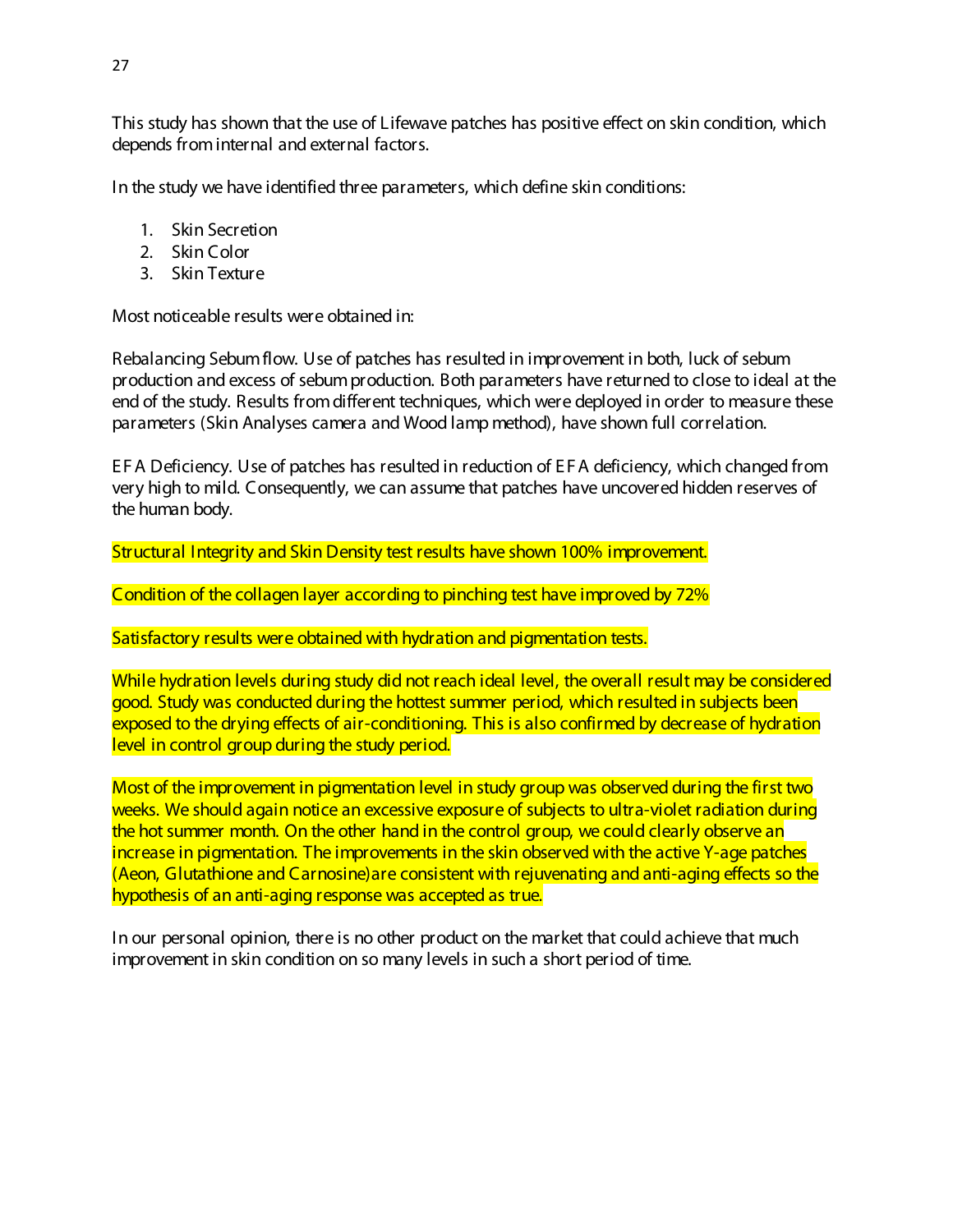This study has shown that the use of Lifewave patches has positive effect on skin condition, which depends from internal and external factors.

In the study we have identified three parameters, which define skin conditions:

1. Skin Secretion
2. Skin Color
3. Skin Texture

Most noticeable results were obtained in:

Rebalancing Sebum flow. Use of patches has resulted in improvement in both, luck of sebum production and excess of sebum production. Both parameters have returned to close to ideal at the end of the study. Results from different techniques, which were deployed in order to measure these parameters (Skin Analyses camera and Wood lamp method), have shown full correlation.

EFA Deficiency. Use of patches has resulted in reduction of EFA deficiency, which changed from very high to mild. Consequently, we can assume that patches have uncovered hidden reserves of the human body.

Structural Integrity and Skin Density test results have shown 100% improvement.

Condition of the collagen layer according to pinching test have improved by 72%

Satisfactory results were obtained with hydration and pigmentation tests.

While hydration levels during study did not reach ideal level, the overall result may be considered good. Study was conducted during the hottest summer period, which resulted in subjects been exposed to the drying effects of air-conditioning. This is also confirmed by decrease of hydration level in control group during the study period.

Most of the improvement in pigmentation level in study group was observed during the first two weeks. We should again notice an excessive exposure of subjects to ultra-violet radiation during the hot summer month. On the other hand in the control group, we could clearly observe an increase in pigmentation. The improvements in the skin observed with the active Y-age patches (Aeon, Glutathione and Carnosine)are consistent with rejuvenating and anti-aging effects so the hypothesis of an anti-aging response was accepted as true.

In our personal opinion, there is no other product on the market that could achieve that much improvement in skin condition on so many levels in such a short period of time.